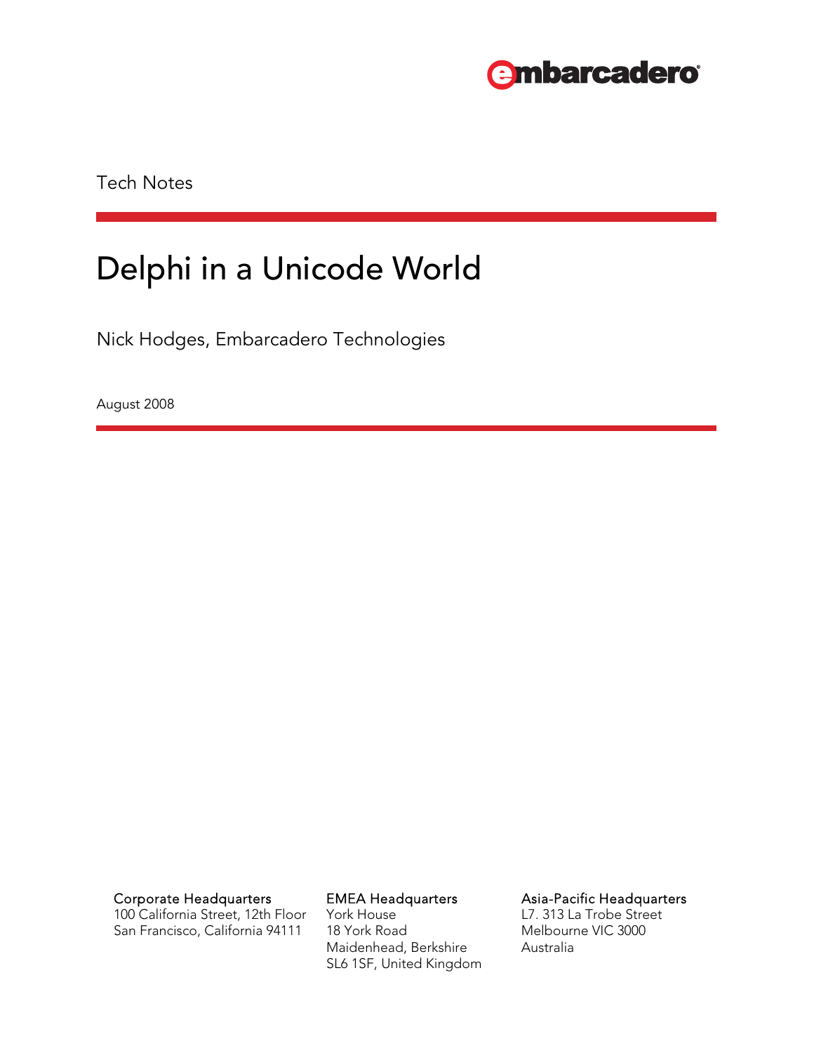Tech Notes

# Delphi in a Unicode World

Nick Hodges, Embarcadero Technologies

August 2008

**Corporate Headquarters**
100 California Street, 12th Floor
San Francisco, California 94111

**EMEA Headquarters**
York House
18 York Road
Maidenhead, Berkshire
SL6 1SF, United Kingdom

**Asia-Pacific Headquarters**
L7. 313 La Trobe Street
Melbourne VIC 3000
Australia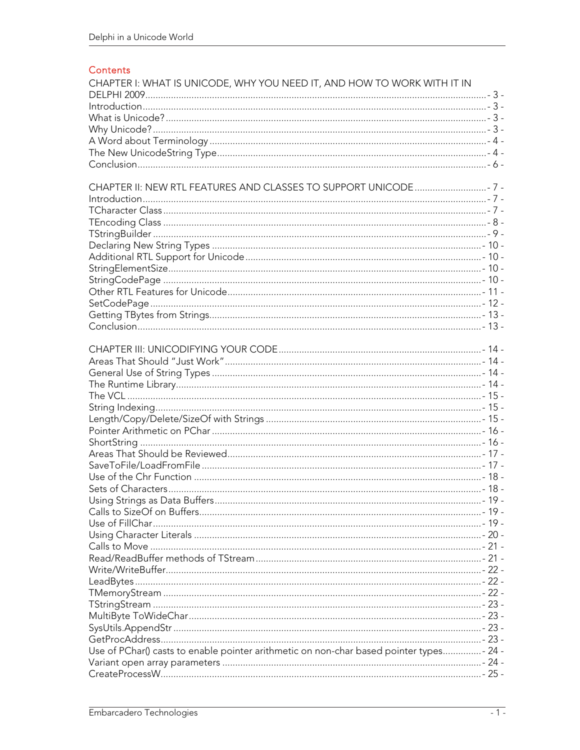## Contents

CHAPTER I: WHAT IS UNICODE, WHY YOU NEED IT, AND HOW TO WORK WITH IT IN DELPHI 2009 ..... - 3 -
Introduction ..... - 3 -
What is Unicode? ..... - 3 -
Why Unicode? ..... - 3 -
A Word about Terminology ..... - 4 -
The New UnicodeString Type ..... - 4 -
Conclusion ..... - 6 -

CHAPTER II: NEW RTL FEATURES AND CLASSES TO SUPPORT UNICODE ..... - 7 -
Introduction ..... - 7 -
TCharacter Class ..... - 7 -
TEncoding Class ..... - 8 -
TStringBuilder ..... - 9 -
Declaring New String Types ..... - 10 -
Additional RTL Support for Unicode ..... - 10 -
StringElementSize ..... - 10 -
StringCodePage ..... - 10 -
Other RTL Features for Unicode ..... - 11 -
SetCodePage ..... - 12 -
Getting TBytes from Strings ..... - 13 -
Conclusion ..... - 13 -

CHAPTER III: UNICODIFYING YOUR CODE ..... - 14 -
Areas That Should “Just Work” ..... - 14 -
General Use of String Types ..... - 14 -
The Runtime Library ..... - 14 -
The VCL ..... - 15 -
String Indexing ..... - 15 -
Length/Copy/Delete/SizeOf with Strings ..... - 15 -
Pointer Arithmetic on PChar ..... - 16 -
ShortString ..... - 16 -
Areas That Should be Reviewed ..... - 17 -
SaveToFile/LoadFromFile ..... - 17 -
Use of the Chr Function ..... - 18 -
Sets of Characters ..... - 18 -
Using Strings as Data Buffers ..... - 19 -
Calls to SizeOf on Buffers ..... - 19 -
Use of FillChar ..... - 19 -
Using Character Literals ..... - 20 -
Calls to Move ..... - 21 -
Read/ReadBuffer methods of TStream ..... - 21 -
Write/WriteBuffer ..... - 22 -
LeadBytes ..... - 22 -
TMemoryStream ..... - 22 -
TStringStream ..... - 23 -
MultiByte ToWideChar ..... - 23 -
SysUtils.AppendStr ..... - 23 -
GetProcAddress ..... - 23 -
Use of PChar() casts to enable pointer arithmetic on non-char based pointer types ..... - 24 -
Variant open array parameters ..... - 24 -
CreateProcessW ..... - 25 -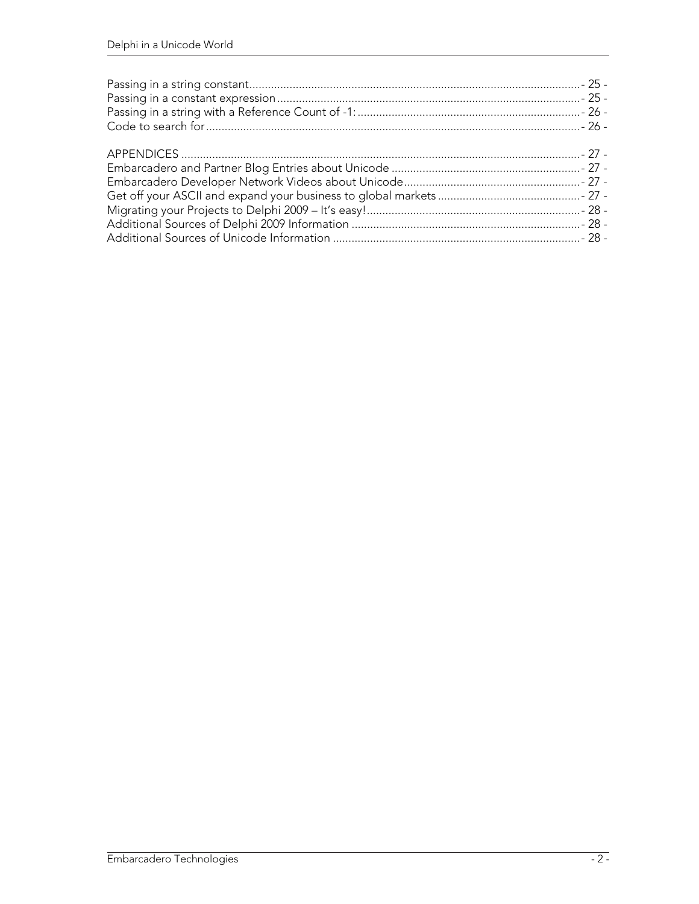Passing in a string constant.......................................................................................................... - 25 -
Passing in a constant expression................................................................................................... - 25 -
Passing in a string with a Reference Count of -1:.......................................................................... - 26 -
Code to search for......................................................................................................................... - 26 -

APPENDICES ................................................................................................................................ - 27 -
Embarcadero and Partner Blog Entries about Unicode ............................................................... - 27 -
Embarcadero Developer Network Videos about Unicode............................................................. - 27 -
Get off your ASCII and expand your business to global markets ................................................ - 27 -
Migrating your Projects to Delphi 2009 – It's easy!....................................................................... - 28 -
Additional Sources of Delphi 2009 Information ............................................................................ - 28 -
Additional Sources of Unicode Information .................................................................................. - 28 -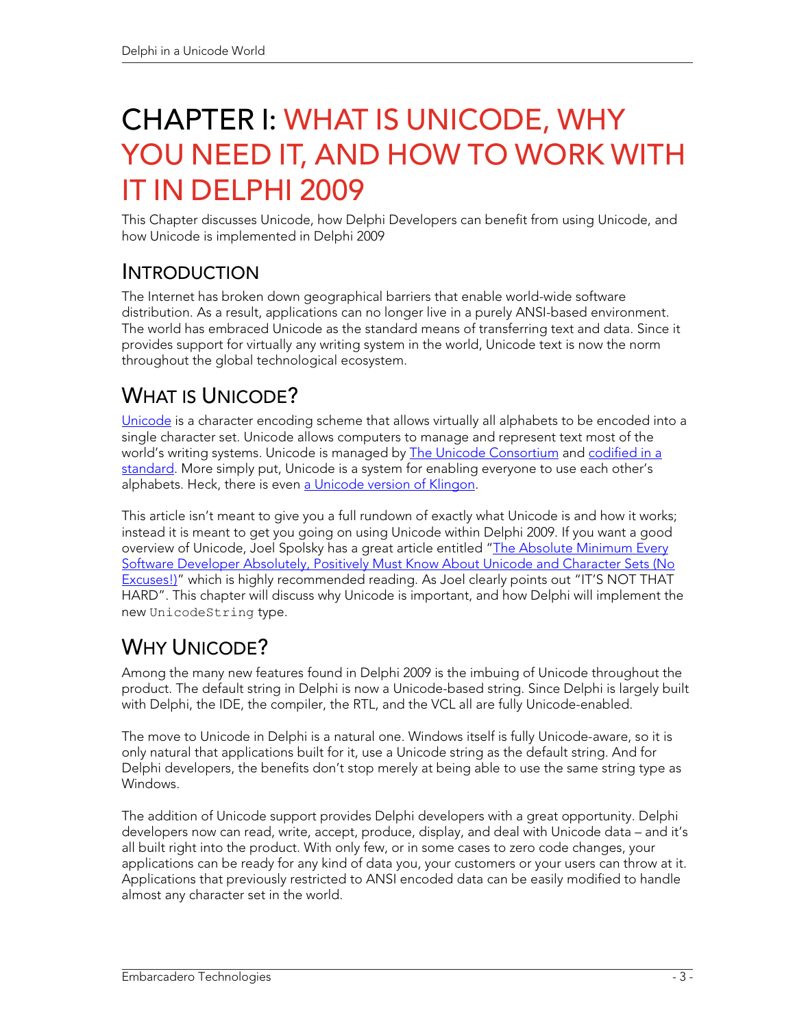# CHAPTER I: WHAT IS UNICODE, WHY YOU NEED IT, AND HOW TO WORK WITH IT IN DELPHI 2009

This Chapter discusses Unicode, how Delphi Developers can benefit from using Unicode, and how Unicode is implemented in Delphi 2009

## INTRODUCTION

The Internet has broken down geographical barriers that enable world-wide software distribution. As a result, applications can no longer live in a purely ANSI-based environment. The world has embraced Unicode as the standard means of transferring text and data. Since it provides support for virtually any writing system in the world, Unicode text is now the norm throughout the global technological ecosystem.

## WHAT IS UNICODE?

Unicode is a character encoding scheme that allows virtually all alphabets to be encoded into a single character set. Unicode allows computers to manage and represent text most of the world's writing systems. Unicode is managed by The Unicode Consortium and codified in a standard. More simply put, Unicode is a system for enabling everyone to use each other's alphabets. Heck, there is even a Unicode version of Klingon.

This article isn't meant to give you a full rundown of exactly what Unicode is and how it works; instead it is meant to get you going on using Unicode within Delphi 2009. If you want a good overview of Unicode, Joel Spolsky has a great article entitled "The Absolute Minimum Every Software Developer Absolutely, Positively Must Know About Unicode and Character Sets (No Excuses!)" which is highly recommended reading. As Joel clearly points out "IT'S NOT THAT HARD". This chapter will discuss why Unicode is important, and how Delphi will implement the new `UnicodeString` type.

## WHY UNICODE?

Among the many new features found in Delphi 2009 is the imbuing of Unicode throughout the product. The default string in Delphi is now a Unicode-based string. Since Delphi is largely built with Delphi, the IDE, the compiler, the RTL, and the VCL all are fully Unicode-enabled.

The move to Unicode in Delphi is a natural one. Windows itself is fully Unicode-aware, so it is only natural that applications built for it, use a Unicode string as the default string. And for Delphi developers, the benefits don't stop merely at being able to use the same string type as Windows.

The addition of Unicode support provides Delphi developers with a great opportunity. Delphi developers now can read, write, accept, produce, display, and deal with Unicode data – and it's all built right into the product. With only few, or in some cases to zero code changes, your applications can be ready for any kind of data you, your customers or your users can throw at it. Applications that previously restricted to ANSI encoded data can be easily modified to handle almost any character set in the world.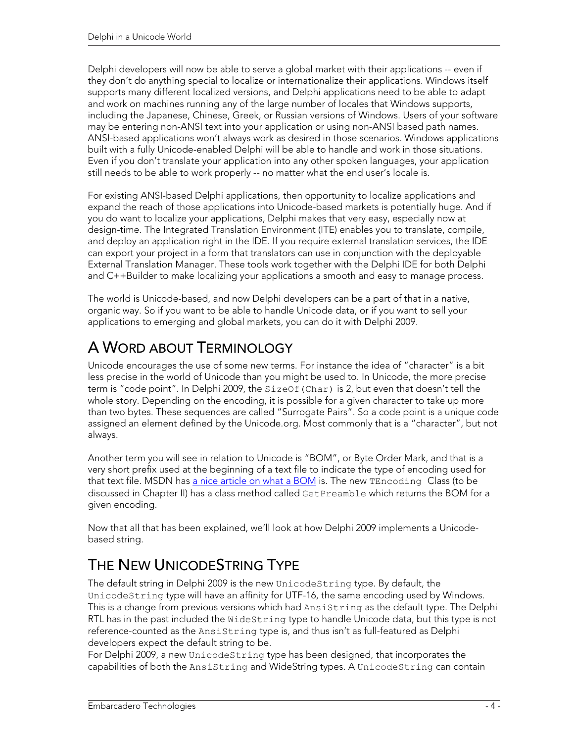Delphi developers will now be able to serve a global market with their applications -- even if they don't do anything special to localize or internationalize their applications. Windows itself supports many different localized versions, and Delphi applications need to be able to adapt and work on machines running any of the large number of locales that Windows supports, including the Japanese, Chinese, Greek, or Russian versions of Windows. Users of your software may be entering non-ANSI text into your application or using non-ANSI based path names. ANSI-based applications won't always work as desired in those scenarios. Windows applications built with a fully Unicode-enabled Delphi will be able to handle and work in those situations. Even if you don't translate your application into any other spoken languages, your application still needs to be able to work properly -- no matter what the end user's locale is.

For existing ANSI-based Delphi applications, then opportunity to localize applications and expand the reach of those applications into Unicode-based markets is potentially huge. And if you do want to localize your applications, Delphi makes that very easy, especially now at design-time. The Integrated Translation Environment (ITE) enables you to translate, compile, and deploy an application right in the IDE. If you require external translation services, the IDE can export your project in a form that translators can use in conjunction with the deployable External Translation Manager. These tools work together with the Delphi IDE for both Delphi and C++Builder to make localizing your applications a smooth and easy to manage process.

The world is Unicode-based, and now Delphi developers can be a part of that in a native, organic way. So if you want to be able to handle Unicode data, or if you want to sell your applications to emerging and global markets, you can do it with Delphi 2009.

## A Word about Terminology

Unicode encourages the use of some new terms. For instance the idea of "character" is a bit less precise in the world of Unicode than you might be used to. In Unicode, the more precise term is "code point". In Delphi 2009, the `SizeOf(Char)` is 2, but even that doesn't tell the whole story. Depending on the encoding, it is possible for a given character to take up more than two bytes. These sequences are called "Surrogate Pairs". So a code point is a unique code assigned an element defined by the Unicode.org. Most commonly that is a "character", but not always.

Another term you will see in relation to Unicode is "BOM", or Byte Order Mark, and that is a very short prefix used at the beginning of a text file to indicate the type of encoding used for that text file. MSDN has a nice article on what a BOM is. The new `TEncoding` Class (to be discussed in Chapter II) has a class method called `GetPreamble` which returns the BOM for a given encoding.

Now that all that has been explained, we'll look at how Delphi 2009 implements a Unicode-based string.

## The New UnicodeString Type

The default string in Delphi 2009 is the new `UnicodeString` type. By default, the `UnicodeString` type will have an affinity for UTF-16, the same encoding used by Windows. This is a change from previous versions which had `AnsiString` as the default type. The Delphi RTL has in the past included the `WideString` type to handle Unicode data, but this type is not reference-counted as the `AnsiString` type is, and thus isn't as full-featured as Delphi developers expect the default string to be.

For Delphi 2009, a new `UnicodeString` type has been designed, that incorporates the capabilities of both the `AnsiString` and WideString types. A `UnicodeString` can contain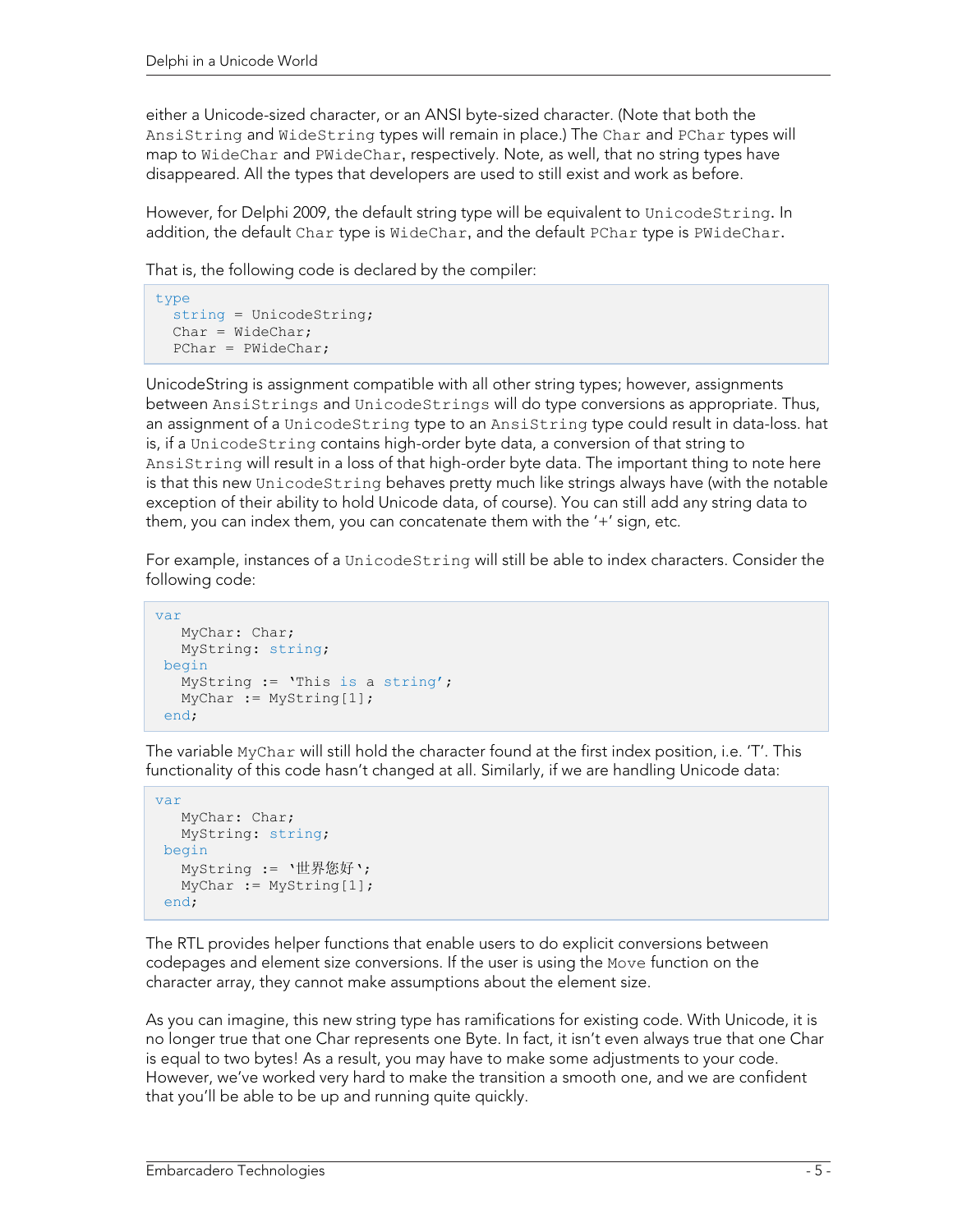either a Unicode-sized character, or an ANSI byte-sized character. (Note that both the `AnsiString` and `WideString` types will remain in place.) The `Char` and `PChar` types will map to `WideChar` and `PWideChar`, respectively. Note, as well, that no string types have disappeared. All the types that developers are used to still exist and work as before.

However, for Delphi 2009, the default string type will be equivalent to `UnicodeString`. In addition, the default `Char` type is `WideChar`, and the default `PChar` type is `PWideChar`.

That is, the following code is declared by the compiler:

```
type
  string = UnicodeString;
  Char = WideChar;
  PChar = PWideChar;
```

UnicodeString is assignment compatible with all other string types; however, assignments between `AnsiStrings` and `UnicodeStrings` will do type conversions as appropriate. Thus, an assignment of a `UnicodeString` type to an `AnsiString` type could result in data-loss. hat is, if a `UnicodeString` contains high-order byte data, a conversion of that string to `AnsiString` will result in a loss of that high-order byte data. The important thing to note here is that this new `UnicodeString` behaves pretty much like strings always have (with the notable exception of their ability to hold Unicode data, of course). You can still add any string data to them, you can index them, you can concatenate them with the '+' sign, etc.

For example, instances of a `UnicodeString` will still be able to index characters. Consider the following code:

```
var
   MyChar: Char;
   MyString: string;
 begin
   MyString := 'This is a string';
   MyChar := MyString[1];
 end;
```

The variable `MyChar` will still hold the character found at the first index position, i.e. 'T'. This functionality of this code hasn't changed at all. Similarly, if we are handling Unicode data:

```
var
   MyChar: Char;
   MyString: string;
 begin
   MyString := '世界您好';
   MyChar := MyString[1];
 end;
```

The RTL provides helper functions that enable users to do explicit conversions between codepages and element size conversions. If the user is using the `Move` function on the character array, they cannot make assumptions about the element size.

As you can imagine, this new string type has ramifications for existing code. With Unicode, it is no longer true that one Char represents one Byte. In fact, it isn't even always true that one Char is equal to two bytes! As a result, you may have to make some adjustments to your code. However, we've worked very hard to make the transition a smooth one, and we are confident that you'll be able to be up and running quite quickly.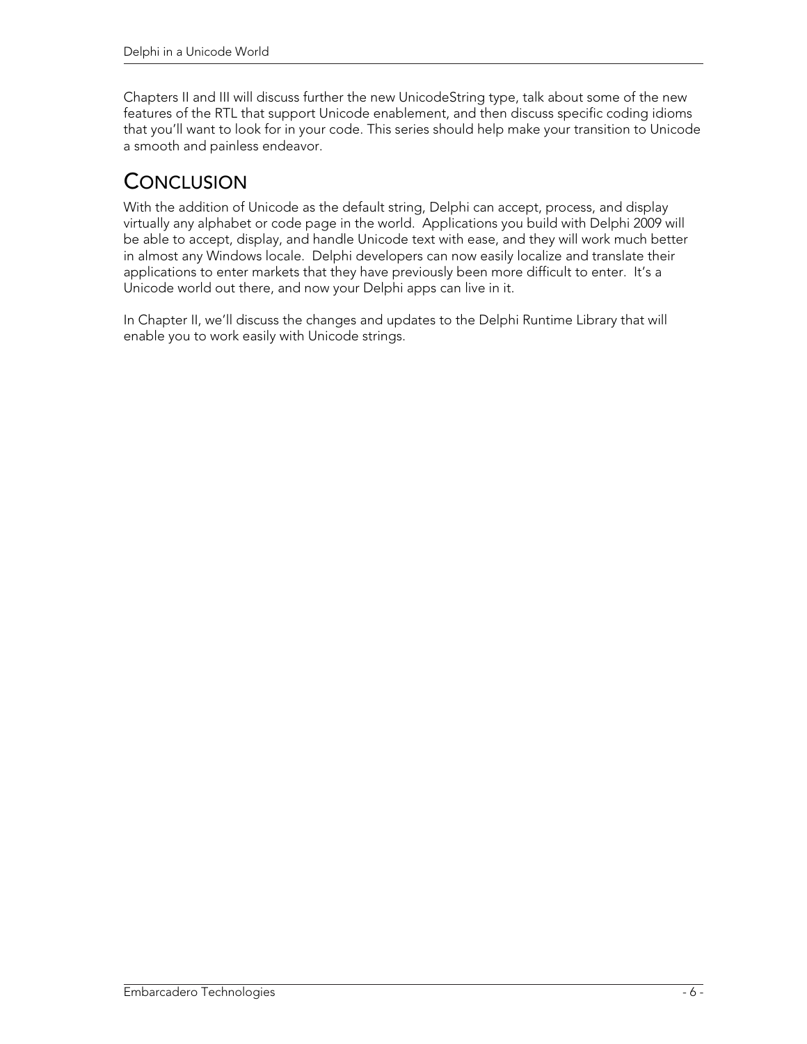Chapters II and III will discuss further the new UnicodeString type, talk about some of the new features of the RTL that support Unicode enablement, and then discuss specific coding idioms that you'll want to look for in your code. This series should help make your transition to Unicode a smooth and painless endeavor.

# CONCLUSION

With the addition of Unicode as the default string, Delphi can accept, process, and display virtually any alphabet or code page in the world. Applications you build with Delphi 2009 will be able to accept, display, and handle Unicode text with ease, and they will work much better in almost any Windows locale. Delphi developers can now easily localize and translate their applications to enter markets that they have previously been more difficult to enter. It's a Unicode world out there, and now your Delphi apps can live in it.

In Chapter II, we'll discuss the changes and updates to the Delphi Runtime Library that will enable you to work easily with Unicode strings.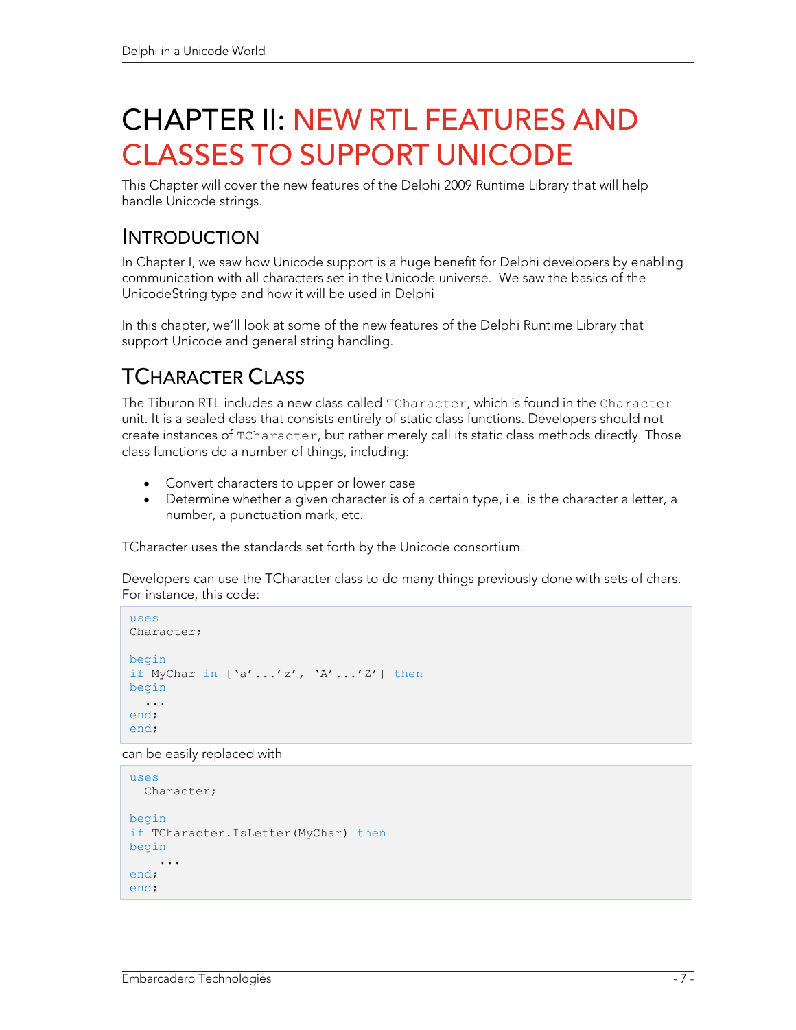# CHAPTER II: NEW RTL FEATURES AND CLASSES TO SUPPORT UNICODE

This Chapter will cover the new features of the Delphi 2009 Runtime Library that will help handle Unicode strings.

## INTRODUCTION

In Chapter I, we saw how Unicode support is a huge benefit for Delphi developers by enabling communication with all characters set in the Unicode universe. We saw the basics of the UnicodeString type and how it will be used in Delphi

In this chapter, we'll look at some of the new features of the Delphi Runtime Library that support Unicode and general string handling.

## TCHARACTER CLASS

The Tiburon RTL includes a new class called `TCharacter`, which is found in the `Character` unit. It is a sealed class that consists entirely of static class functions. Developers should not create instances of `TCharacter`, but rather merely call its static class methods directly. Those class functions do a number of things, including:

- Convert characters to upper or lower case
- Determine whether a given character is of a certain type, i.e. is the character a letter, a number, a punctuation mark, etc.

TCharacter uses the standards set forth by the Unicode consortium.

Developers can use the TCharacter class to do many things previously done with sets of chars. For instance, this code:

```
uses
Character;

begin
if MyChar in ['a'...'z', 'A'...'Z'] then
begin
  ...
end;
end;
```

can be easily replaced with

```
uses
  Character;

begin
if TCharacter.IsLetter(MyChar) then
begin
    ...
end;
end;
```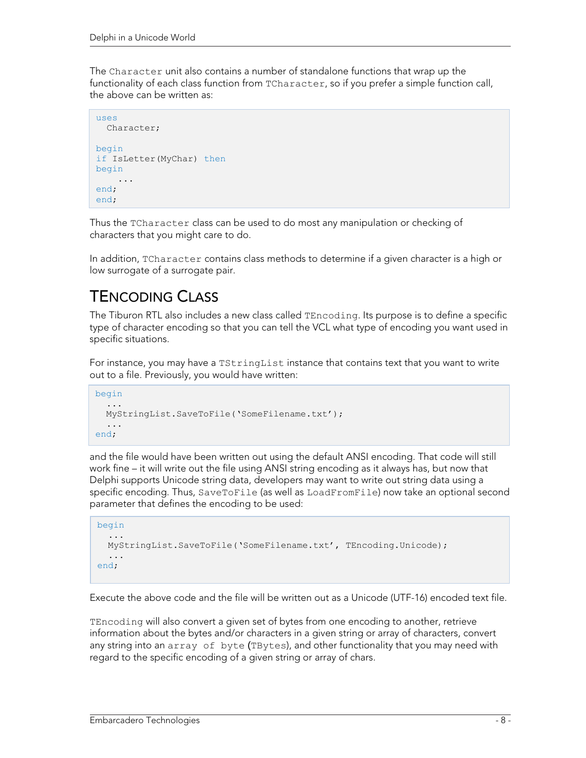The `Character` unit also contains a number of standalone functions that wrap up the functionality of each class function from `TCharacter`, so if you prefer a simple function call, the above can be written as:

```
uses
  Character;

begin
if IsLetter(MyChar) then
begin
    ...
end;
end;
```

Thus the `TCharacter` class can be used to do most any manipulation or checking of characters that you might care to do.

In addition, `TCharacter` contains class methods to determine if a given character is a high or low surrogate of a surrogate pair.

## TENCODING CLASS

The Tiburon RTL also includes a new class called `TEncoding`. Its purpose is to define a specific type of character encoding so that you can tell the VCL what type of encoding you want used in specific situations.

For instance, you may have a `TStringList` instance that contains text that you want to write out to a file. Previously, you would have written:

```
begin
  ...
  MyStringList.SaveToFile('SomeFilename.txt');
  ...
end;
```

and the file would have been written out using the default ANSI encoding. That code will still work fine – it will write out the file using ANSI string encoding as it always has, but now that Delphi supports Unicode string data, developers may want to write out string data using a specific encoding. Thus, `SaveToFile` (as well as `LoadFromFile`) now take an optional second parameter that defines the encoding to be used:

```
begin
  ...
  MyStringList.SaveToFile('SomeFilename.txt', TEncoding.Unicode);
  ...
end;
```

Execute the above code and the file will be written out as a Unicode (UTF-16) encoded text file.

`TEncoding` will also convert a given set of bytes from one encoding to another, retrieve information about the bytes and/or characters in a given string or array of characters, convert any string into an `array of byte` (`TBytes`), and other functionality that you may need with regard to the specific encoding of a given string or array of chars.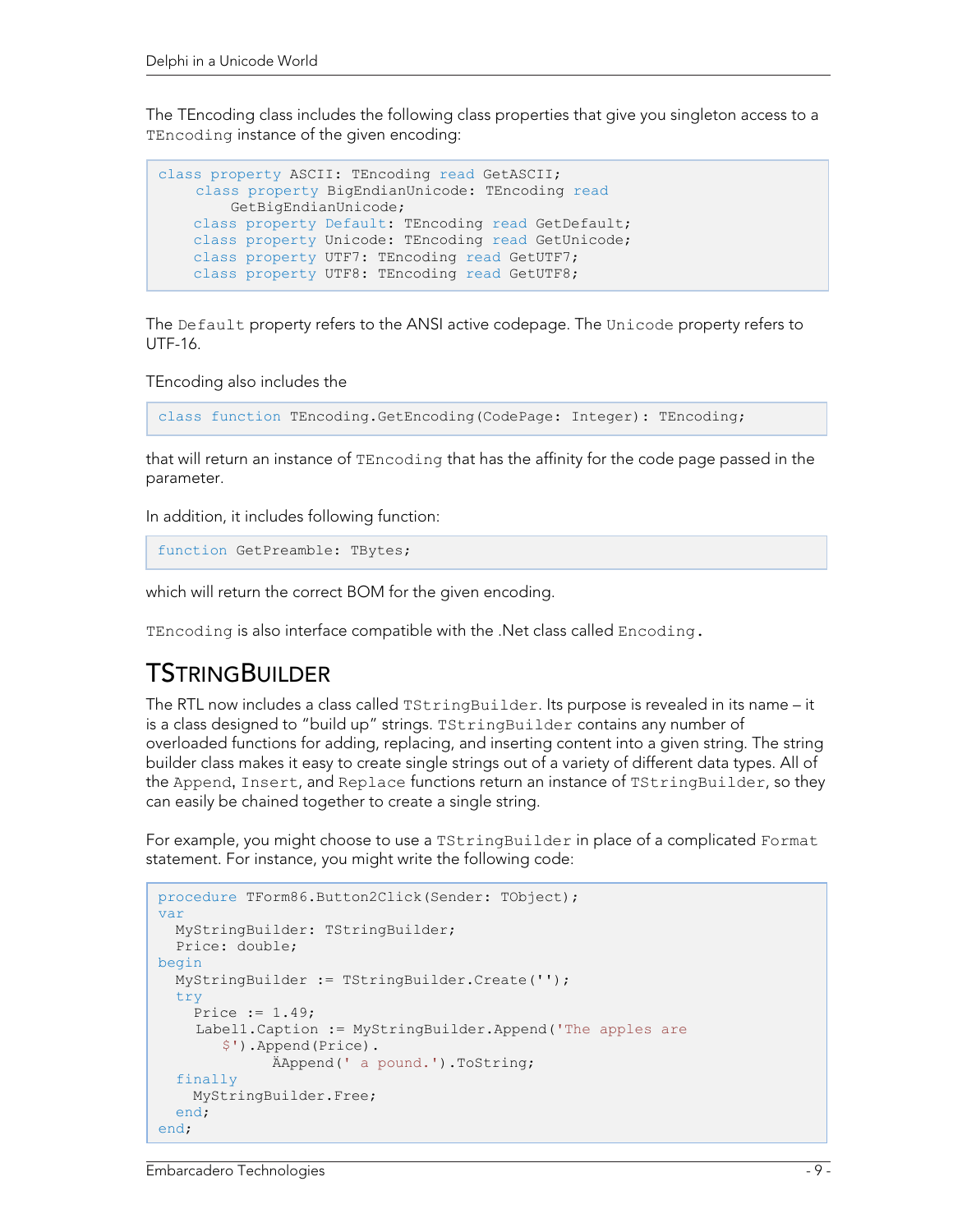The TEncoding class includes the following class properties that give you singleton access to a `TEncoding` instance of the given encoding:

```
class property ASCII: TEncoding read GetASCII;
    class property BigEndianUnicode: TEncoding read
        GetBigEndianUnicode;
    class property Default: TEncoding read GetDefault;
    class property Unicode: TEncoding read GetUnicode;
    class property UTF7: TEncoding read GetUTF7;
    class property UTF8: TEncoding read GetUTF8;
```

The `Default` property refers to the ANSI active codepage. The `Unicode` property refers to UTF-16.

TEncoding also includes the

```
class function TEncoding.GetEncoding(CodePage: Integer): TEncoding;
```

that will return an instance of `TEncoding` that has the affinity for the code page passed in the parameter.

In addition, it includes following function:

```
function GetPreamble: TBytes;
```

which will return the correct BOM for the given encoding.

`TEncoding` is also interface compatible with the .Net class called `Encoding`.

## TStringBuilder

The RTL now includes a class called `TStringBuilder`. Its purpose is revealed in its name – it is a class designed to "build up" strings. `TStringBuilder` contains any number of overloaded functions for adding, replacing, and inserting content into a given string. The string builder class makes it easy to create single strings out of a variety of different data types. All of the `Append`, `Insert`, and `Replace` functions return an instance of `TStringBuilder`, so they can easily be chained together to create a single string.

For example, you might choose to use a `TStringBuilder` in place of a complicated `Format` statement. For instance, you might write the following code:

```
procedure TForm86.Button2Click(Sender: TObject);
var
  MyStringBuilder: TStringBuilder;
  Price: double;
begin
  MyStringBuilder := TStringBuilder.Create('');
  try
    Price := 1.49;
    Label1.Caption := MyStringBuilder.Append('The apples are
       $').Append(Price).
             ÄAppend(' a pound.').ToString;
  finally
    MyStringBuilder.Free;
  end;
end;
```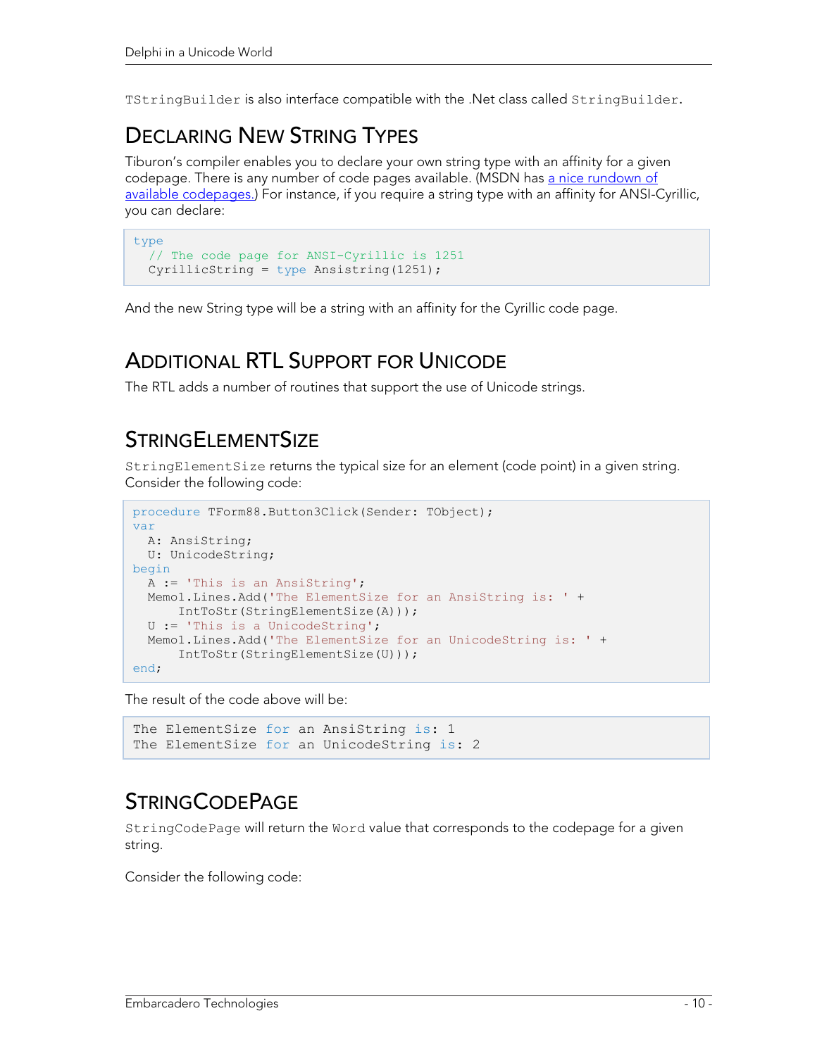`TStringBuilder` is also interface compatible with the .Net class called `StringBuilder`.

## Declaring New String Types

Tiburon's compiler enables you to declare your own string type with an affinity for a given codepage. There is any number of code pages available. (MSDN has a nice rundown of available codepages.) For instance, if you require a string type with an affinity for ANSI-Cyrillic, you can declare:

```
type
  // The code page for ANSI-Cyrillic is 1251
  CyrillicString = type Ansistring(1251);
```

And the new String type will be a string with an affinity for the Cyrillic code page.

## Additional RTL Support for Unicode

The RTL adds a number of routines that support the use of Unicode strings.

## StringElementSize

`StringElementSize` returns the typical size for an element (code point) in a given string. Consider the following code:

```
procedure TForm88.Button3Click(Sender: TObject);
var
  A: AnsiString;
  U: UnicodeString;
begin
  A := 'This is an AnsiString';
  Memo1.Lines.Add('The ElementSize for an AnsiString is: ' +
      IntToStr(StringElementSize(A)));
  U := 'This is a UnicodeString';
  Memo1.Lines.Add('The ElementSize for an UnicodeString is: ' +
      IntToStr(StringElementSize(U)));
end;
```

The result of the code above will be:

```
The ElementSize for an AnsiString is: 1
The ElementSize for an UnicodeString is: 2
```

## StringCodePage

`StringCodePage` will return the `Word` value that corresponds to the codepage for a given string.

Consider the following code: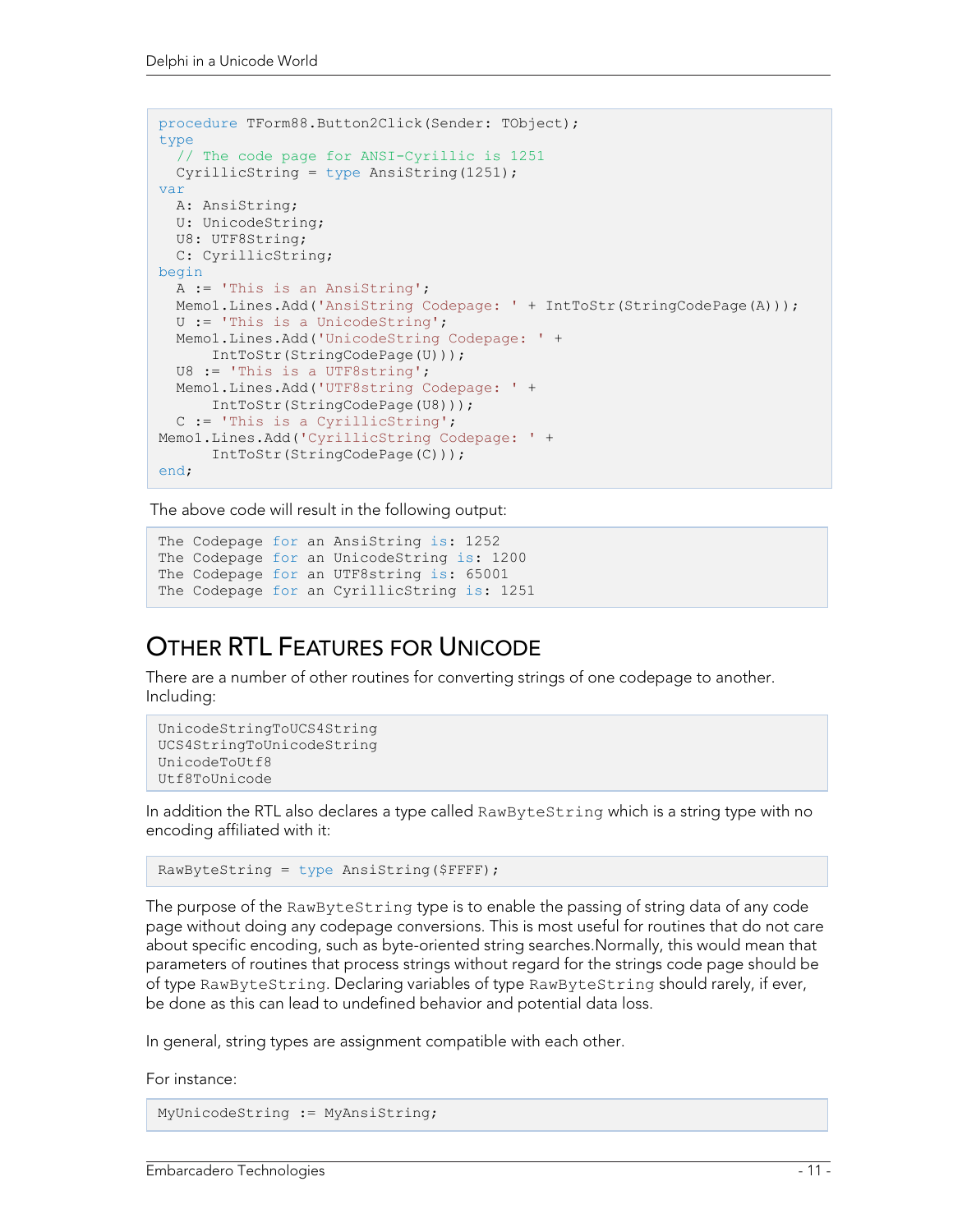```
procedure TForm88.Button2Click(Sender: TObject);
type
  // The code page for ANSI-Cyrillic is 1251
  CyrillicString = type AnsiString(1251);
var
  A: AnsiString;
  U: UnicodeString;
  U8: UTF8String;
  C: CyrillicString;
begin
  A := 'This is an AnsiString';
  Memo1.Lines.Add('AnsiString Codepage: ' + IntToStr(StringCodePage(A)));
  U := 'This is a UnicodeString';
  Memo1.Lines.Add('UnicodeString Codepage: ' +
      IntToStr(StringCodePage(U)));
  U8 := 'This is a UTF8string';
  Memo1.Lines.Add('UTF8string Codepage: ' +
      IntToStr(StringCodePage(U8)));
  C := 'This is a CyrillicString';
Memo1.Lines.Add('CyrillicString Codepage: ' +
      IntToStr(StringCodePage(C)));
end;
```

The above code will result in the following output:

```
The Codepage for an AnsiString is: 1252
The Codepage for an UnicodeString is: 1200
The Codepage for an UTF8string is: 65001
The Codepage for an CyrillicString is: 1251
```

## Other RTL Features for Unicode

There are a number of other routines for converting strings of one codepage to another. Including:

```
UnicodeStringToUCS4String
UCS4StringToUnicodeString
UnicodeToUtf8
Utf8ToUnicode
```

In addition the RTL also declares a type called `RawByteString` which is a string type with no encoding affiliated with it:

```
RawByteString = type AnsiString($FFFF);
```

The purpose of the `RawByteString` type is to enable the passing of string data of any code page without doing any codepage conversions. This is most useful for routines that do not care about specific encoding, such as byte-oriented string searches.Normally, this would mean that parameters of routines that process strings without regard for the strings code page should be of type `RawByteString`. Declaring variables of type `RawByteString` should rarely, if ever, be done as this can lead to undefined behavior and potential data loss.

In general, string types are assignment compatible with each other.

For instance:

```
MyUnicodeString := MyAnsiString;
```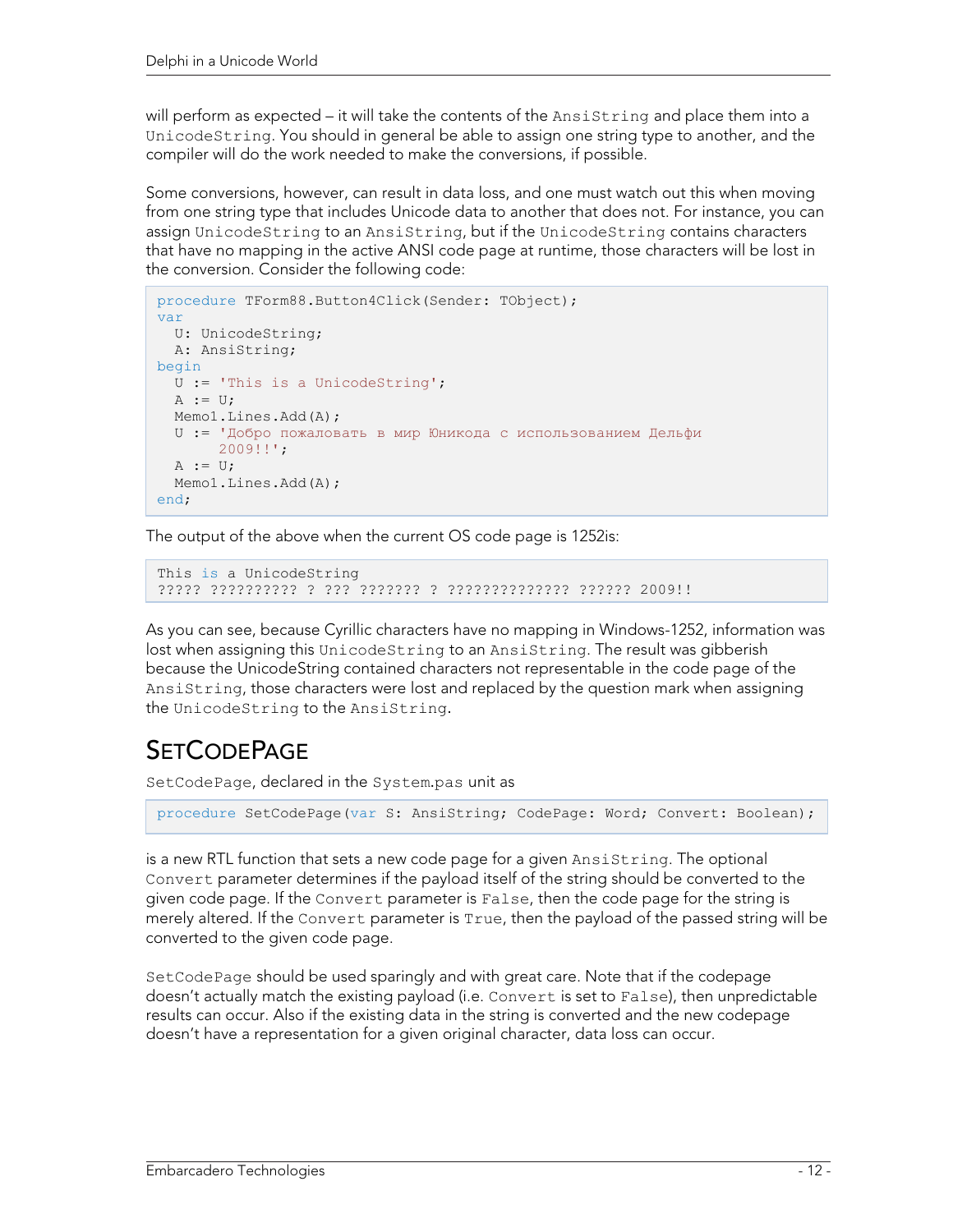will perform as expected – it will take the contents of the AnsiString and place them into a UnicodeString. You should in general be able to assign one string type to another, and the compiler will do the work needed to make the conversions, if possible.

Some conversions, however, can result in data loss, and one must watch out this when moving from one string type that includes Unicode data to another that does not. For instance, you can assign UnicodeString to an AnsiString, but if the UnicodeString contains characters that have no mapping in the active ANSI code page at runtime, those characters will be lost in the conversion. Consider the following code:

```
procedure TForm88.Button4Click(Sender: TObject);
var
  U: UnicodeString;
  A: AnsiString;
begin
  U := 'This is a UnicodeString';
  A := U;
  Memo1.Lines.Add(A);
  U := 'Добро пожаловать в мир Юникода с использованием Дельфи
      2009!!';
  A := U;
  Memo1.Lines.Add(A);
end;
```

The output of the above when the current OS code page is 1252is:

```
This is a UnicodeString
????? ?????????? ? ??? ??????? ? ?????????????? ?????? 2009!!
```

As you can see, because Cyrillic characters have no mapping in Windows-1252, information was lost when assigning this UnicodeString to an AnsiString. The result was gibberish because the UnicodeString contained characters not representable in the code page of the AnsiString, those characters were lost and replaced by the question mark when assigning the UnicodeString to the AnsiString.

# SetCodePage

SetCodePage, declared in the System.pas unit as

```
procedure SetCodePage(var S: AnsiString; CodePage: Word; Convert: Boolean);
```

is a new RTL function that sets a new code page for a given AnsiString. The optional Convert parameter determines if the payload itself of the string should be converted to the given code page. If the Convert parameter is False, then the code page for the string is merely altered. If the Convert parameter is True, then the payload of the passed string will be converted to the given code page.

SetCodePage should be used sparingly and with great care. Note that if the codepage doesn't actually match the existing payload (i.e. Convert is set to False), then unpredictable results can occur. Also if the existing data in the string is converted and the new codepage doesn't have a representation for a given original character, data loss can occur.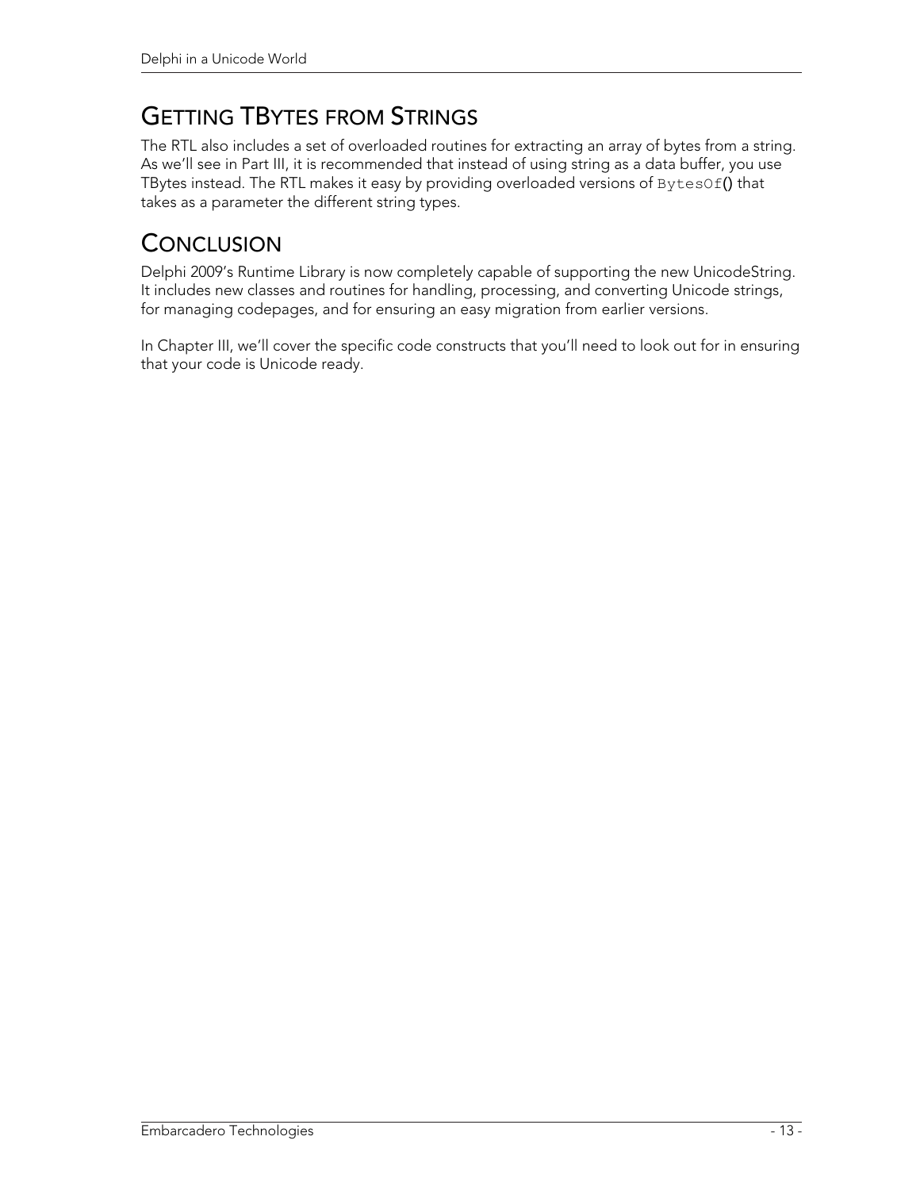## Getting TBytes from Strings

The RTL also includes a set of overloaded routines for extracting an array of bytes from a string. As we'll see in Part III, it is recommended that instead of using string as a data buffer, you use TBytes instead. The RTL makes it easy by providing overloaded versions of `BytesOf()` that takes as a parameter the different string types.

## Conclusion

Delphi 2009's Runtime Library is now completely capable of supporting the new UnicodeString. It includes new classes and routines for handling, processing, and converting Unicode strings, for managing codepages, and for ensuring an easy migration from earlier versions.

In Chapter III, we'll cover the specific code constructs that you'll need to look out for in ensuring that your code is Unicode ready.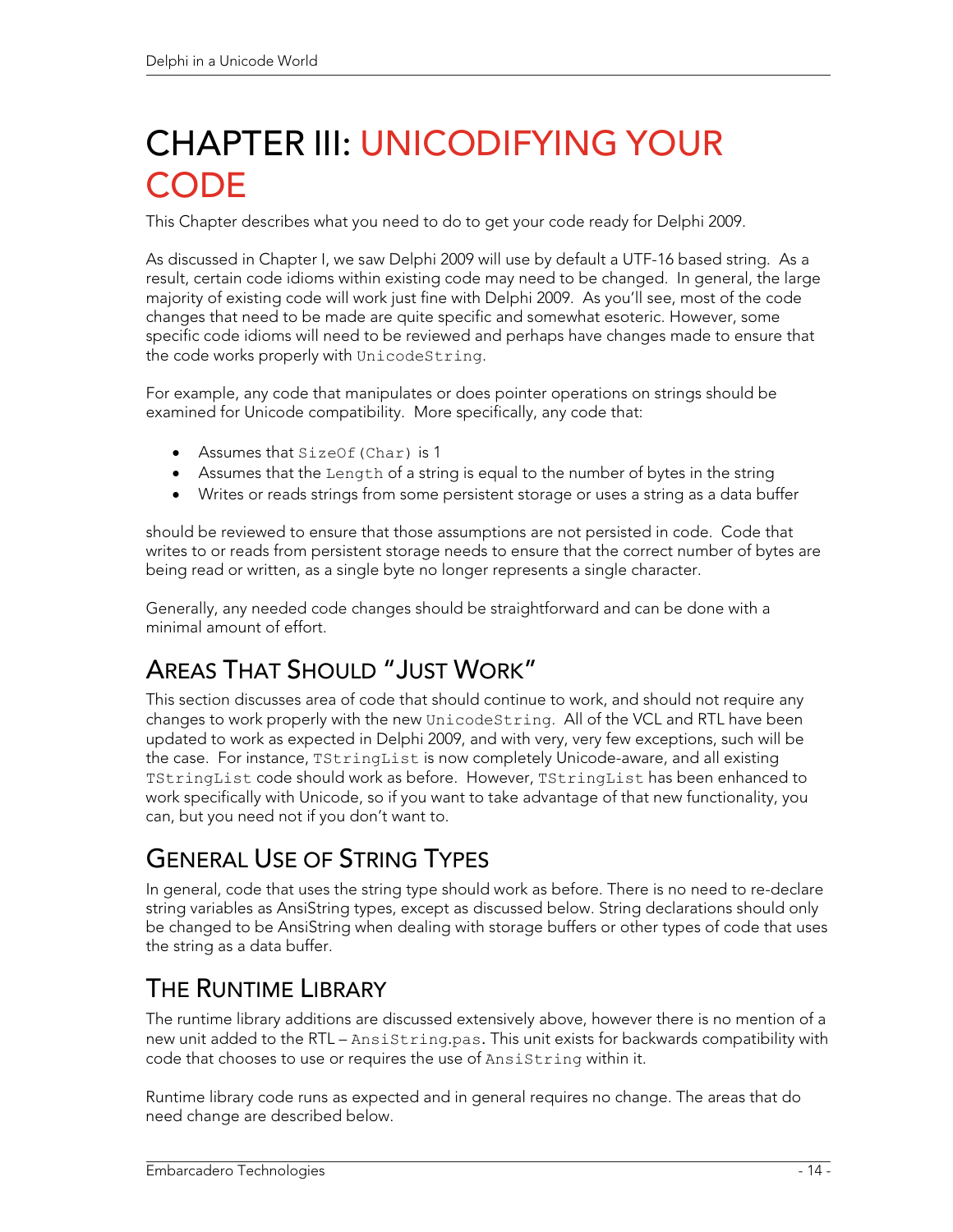# CHAPTER III: UNICODIFYING YOUR CODE

This Chapter describes what you need to do to get your code ready for Delphi 2009.

As discussed in Chapter I, we saw Delphi 2009 will use by default a UTF-16 based string. As a result, certain code idioms within existing code may need to be changed. In general, the large majority of existing code will work just fine with Delphi 2009. As you'll see, most of the code changes that need to be made are quite specific and somewhat esoteric. However, some specific code idioms will need to be reviewed and perhaps have changes made to ensure that the code works properly with `UnicodeString`.

For example, any code that manipulates or does pointer operations on strings should be examined for Unicode compatibility. More specifically, any code that:

- Assumes that `SizeOf(Char)` is 1
- Assumes that the `Length` of a string is equal to the number of bytes in the string
- Writes or reads strings from some persistent storage or uses a string as a data buffer

should be reviewed to ensure that those assumptions are not persisted in code. Code that writes to or reads from persistent storage needs to ensure that the correct number of bytes are being read or written, as a single byte no longer represents a single character.

Generally, any needed code changes should be straightforward and can be done with a minimal amount of effort.

## Areas That Should "Just Work"

This section discusses area of code that should continue to work, and should not require any changes to work properly with the new `UnicodeString`. All of the VCL and RTL have been updated to work as expected in Delphi 2009, and with very, very few exceptions, such will be the case. For instance, `TStringList` is now completely Unicode-aware, and all existing `TStringList` code should work as before. However, `TStringList` has been enhanced to work specifically with Unicode, so if you want to take advantage of that new functionality, you can, but you need not if you don't want to.

## General Use of String Types

In general, code that uses the string type should work as before. There is no need to re-declare string variables as AnsiString types, except as discussed below. String declarations should only be changed to be AnsiString when dealing with storage buffers or other types of code that uses the string as a data buffer.

## The Runtime Library

The runtime library additions are discussed extensively above, however there is no mention of a new unit added to the RTL – `AnsiString.pas`. This unit exists for backwards compatibility with code that chooses to use or requires the use of `AnsiString` within it.

Runtime library code runs as expected and in general requires no change. The areas that do need change are described below.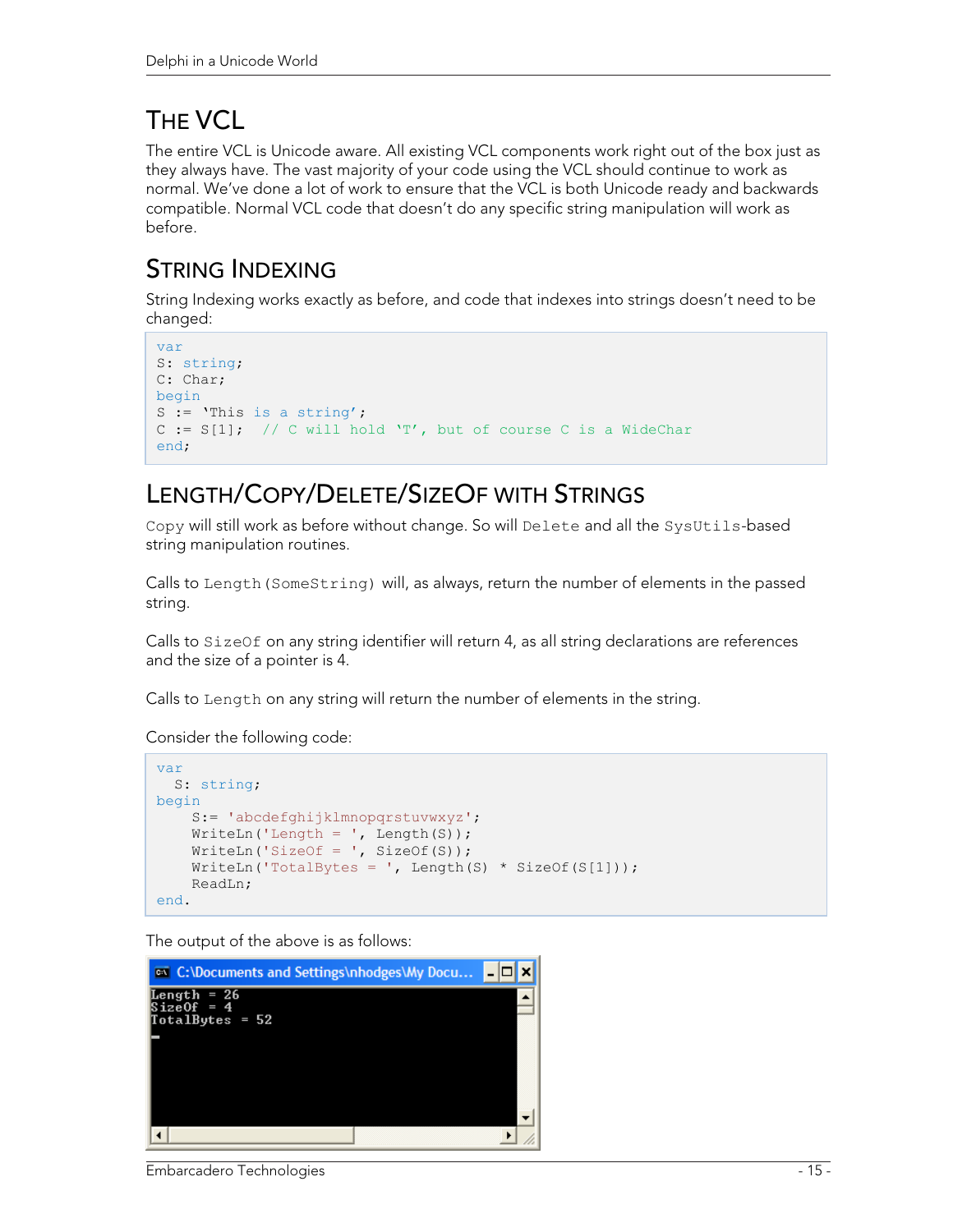# The VCL

The entire VCL is Unicode aware. All existing VCL components work right out of the box just as they always have. The vast majority of your code using the VCL should continue to work as normal. We've done a lot of work to ensure that the VCL is both Unicode ready and backwards compatible. Normal VCL code that doesn't do any specific string manipulation will work as before.

# String Indexing

String Indexing works exactly as before, and code that indexes into strings doesn't need to be changed:

```
var
S: string;
C: Char;
begin
S := 'This is a string';
C := S[1];  // C will hold 'T', but of course C is a WideChar
end;
```

# Length/Copy/Delete/SizeOf with Strings

`Copy` will still work as before without change. So will `Delete` and all the `SysUtils`-based string manipulation routines.

Calls to `Length(SomeString)` will, as always, return the number of elements in the passed string.

Calls to `SizeOf` on any string identifier will return 4, as all string declarations are references and the size of a pointer is 4.

Calls to `Length` on any string will return the number of elements in the string.

Consider the following code:

```
var
  S: string;
begin
    S:= 'abcdefghijklmnopqrstuvwxyz';
    WriteLn('Length = ', Length(S));
    WriteLn('SizeOf = ', SizeOf(S));
    WriteLn('TotalBytes = ', Length(S) * SizeOf(S[1]));
    ReadLn;
end.
```

The output of the above is as follows:

```
Length = 26
SizeOf = 4
TotalBytes = 52
```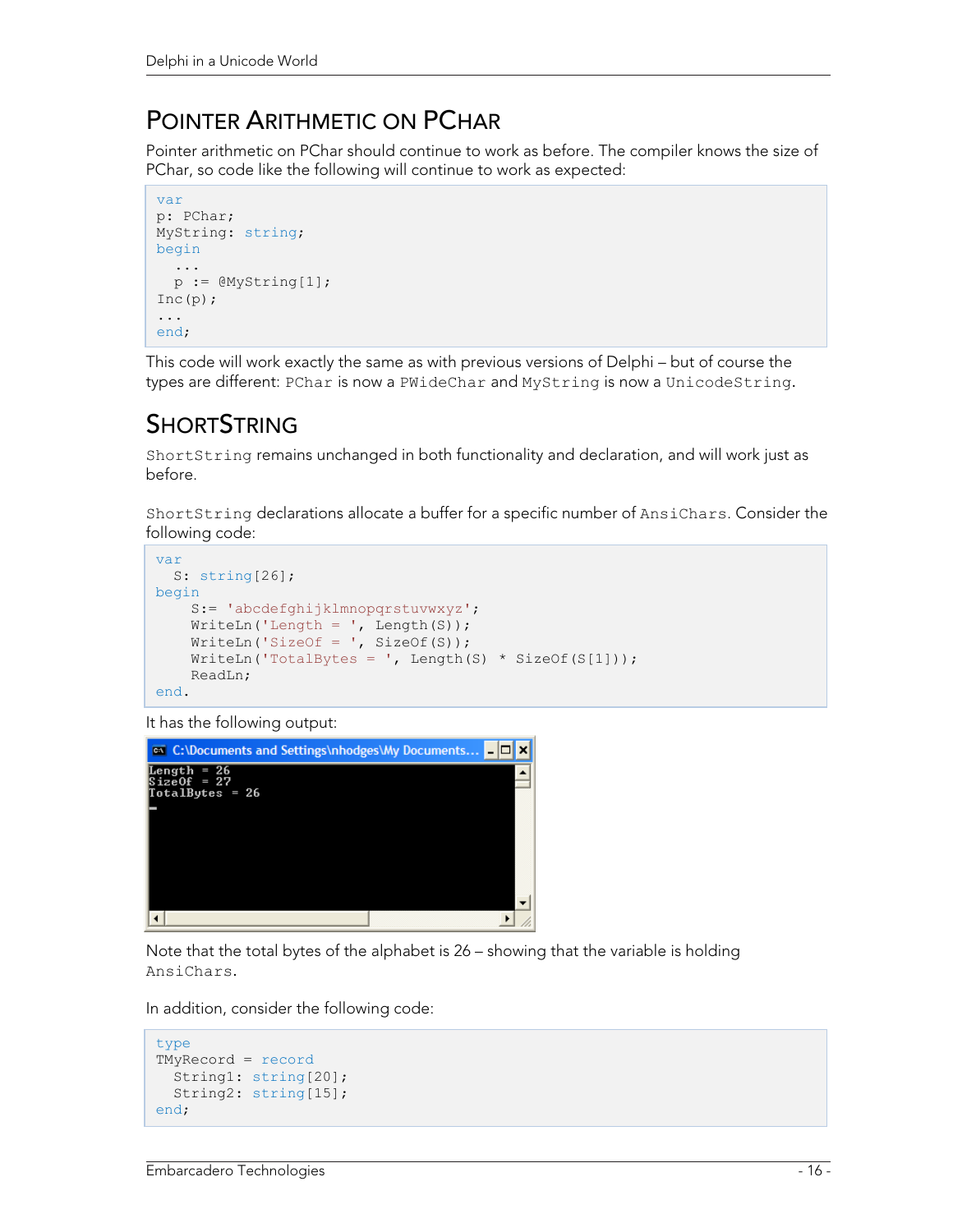## Pointer Arithmetic on PChar

Pointer arithmetic on PChar should continue to work as before. The compiler knows the size of PChar, so code like the following will continue to work as expected:

```
var
p: PChar;
MyString: string;
begin
  ...
  p := @MyString[1];
Inc(p);
...
end;
```

This code will work exactly the same as with previous versions of Delphi – but of course the types are different: `PChar` is now a `PWideChar` and `MyString` is now a `UnicodeString`.

## ShortString

`ShortString` remains unchanged in both functionality and declaration, and will work just as before.

`ShortString` declarations allocate a buffer for a specific number of `AnsiChars`. Consider the following code:

```
var
  S: string[26];
begin
    S:= 'abcdefghijklmnopqrstuvwxyz';
    WriteLn('Length = ', Length(S));
    WriteLn('SizeOf = ', SizeOf(S));
    WriteLn('TotalBytes = ', Length(S) * SizeOf(S[1]));
    ReadLn;
end.
```

It has the following output:

```
Length = 26
SizeOf = 27
TotalBytes = 26
```

Note that the total bytes of the alphabet is 26 – showing that the variable is holding `AnsiChars`.

In addition, consider the following code:

```
type
TMyRecord = record
  String1: string[20];
  String2: string[15];
end;
```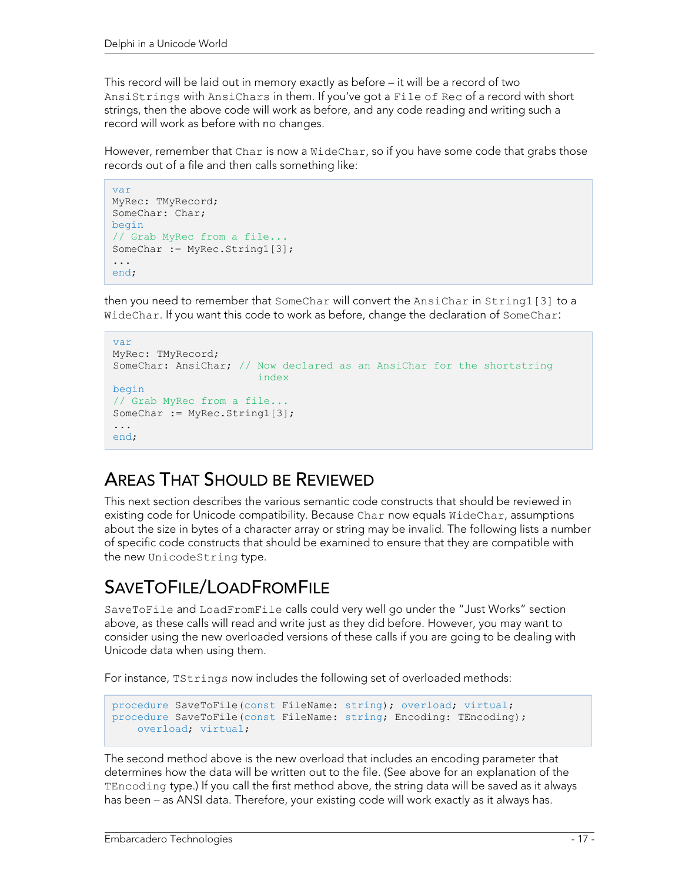This record will be laid out in memory exactly as before – it will be a record of two `AnsiStrings` with `AnsiChars` in them. If you've got a `File of Rec` of a record with short strings, then the above code will work as before, and any code reading and writing such a record will work as before with no changes.

However, remember that `Char` is now a `WideChar`, so if you have some code that grabs those records out of a file and then calls something like:

```
var
MyRec: TMyRecord;
SomeChar: Char;
begin
// Grab MyRec from a file...
SomeChar := MyRec.String1[3];
...
end;
```

then you need to remember that `SomeChar` will convert the `AnsiChar` in `String1[3]` to a `WideChar`. If you want this code to work as before, change the declaration of `SomeChar`:

```
var
MyRec: TMyRecord;
SomeChar: AnsiChar; // Now declared as an AnsiChar for the shortstring
                       index
begin
// Grab MyRec from a file...
SomeChar := MyRec.String1[3];
...
end;
```

## Areas That Should be Reviewed

This next section describes the various semantic code constructs that should be reviewed in existing code for Unicode compatibility. Because `Char` now equals `WideChar`, assumptions about the size in bytes of a character array or string may be invalid. The following lists a number of specific code constructs that should be examined to ensure that they are compatible with the new `UnicodeString` type.

## SaveToFile/LoadFromFile

`SaveToFile` and `LoadFromFile` calls could very well go under the "Just Works" section above, as these calls will read and write just as they did before. However, you may want to consider using the new overloaded versions of these calls if you are going to be dealing with Unicode data when using them.

For instance, `TStrings` now includes the following set of overloaded methods:

```
procedure SaveToFile(const FileName: string); overload; virtual;
procedure SaveToFile(const FileName: string; Encoding: TEncoding);
    overload; virtual;
```

The second method above is the new overload that includes an encoding parameter that determines how the data will be written out to the file. (See above for an explanation of the `TEncoding` type.) If you call the first method above, the string data will be saved as it always has been – as ANSI data. Therefore, your existing code will work exactly as it always has.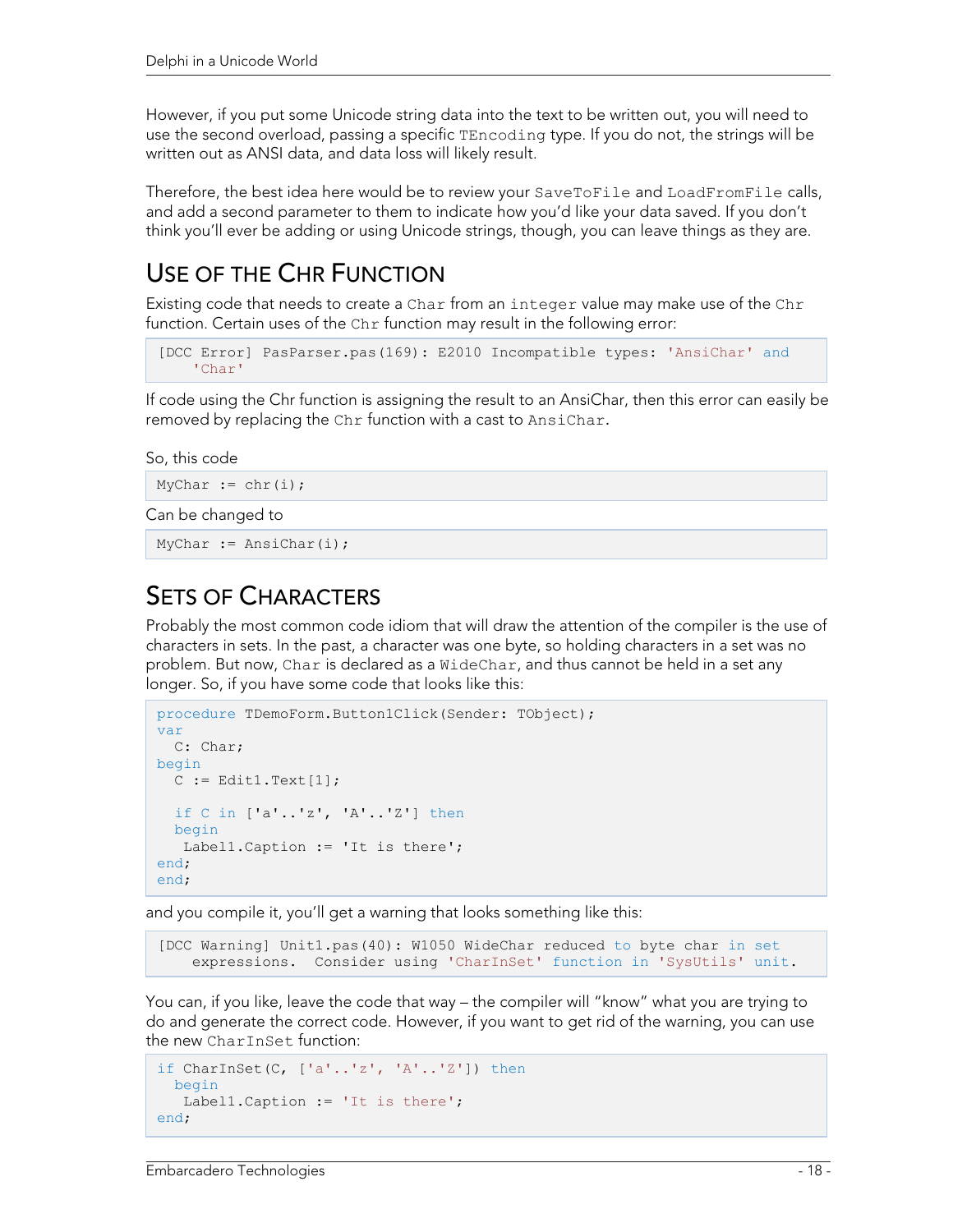However, if you put some Unicode string data into the text to be written out, you will need to use the second overload, passing a specific `TEncoding` type. If you do not, the strings will be written out as ANSI data, and data loss will likely result.

Therefore, the best idea here would be to review your `SaveToFile` and `LoadFromFile` calls, and add a second parameter to them to indicate how you'd like your data saved. If you don't think you'll ever be adding or using Unicode strings, though, you can leave things as they are.

## Use of the Chr Function

Existing code that needs to create a `Char` from an `integer` value may make use of the `Chr` function. Certain uses of the `Chr` function may result in the following error:

```
[DCC Error] PasParser.pas(169): E2010 Incompatible types: 'AnsiChar' and
    'Char'
```

If code using the Chr function is assigning the result to an AnsiChar, then this error can easily be removed by replacing the `Chr` function with a cast to `AnsiChar`.

So, this code

```
MyChar := chr(i);
```

Can be changed to

```
MyChar := AnsiChar(i);
```

## Sets of Characters

Probably the most common code idiom that will draw the attention of the compiler is the use of characters in sets. In the past, a character was one byte, so holding characters in a set was no problem. But now, `Char` is declared as a `WideChar`, and thus cannot be held in a set any longer. So, if you have some code that looks like this:

```
procedure TDemoForm.Button1Click(Sender: TObject);
var
  C: Char;
begin
  C := Edit1.Text[1];

  if C in ['a'..'z', 'A'..'Z'] then
  begin
   Label1.Caption := 'It is there';
end;
end;
```

and you compile it, you'll get a warning that looks something like this:

```
[DCC Warning] Unit1.pas(40): W1050 WideChar reduced to byte char in set
    expressions.  Consider using 'CharInSet' function in 'SysUtils' unit.
```

You can, if you like, leave the code that way – the compiler will "know" what you are trying to do and generate the correct code. However, if you want to get rid of the warning, you can use the new `CharInSet` function:

```
if CharInSet(C, ['a'..'z', 'A'..'Z']) then
  begin
   Label1.Caption := 'It is there';
end;
```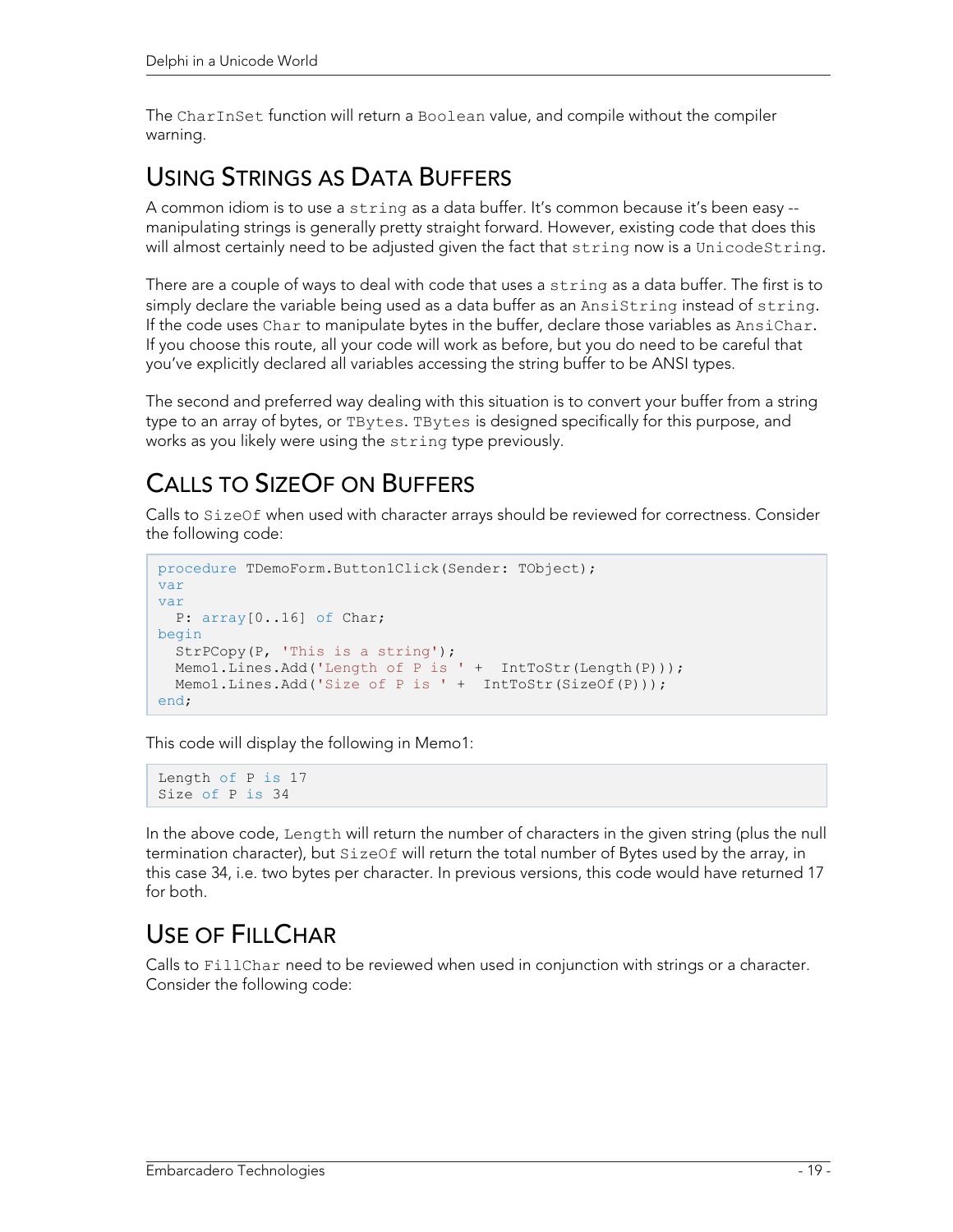The `CharInSet` function will return a `Boolean` value, and compile without the compiler warning.

## Using Strings as Data Buffers

A common idiom is to use a `string` as a data buffer. It's common because it's been easy -- manipulating strings is generally pretty straight forward. However, existing code that does this will almost certainly need to be adjusted given the fact that `string` now is a `UnicodeString`.

There are a couple of ways to deal with code that uses a `string` as a data buffer. The first is to simply declare the variable being used as a data buffer as an `AnsiString` instead of `string`. If the code uses `Char` to manipulate bytes in the buffer, declare those variables as `AnsiChar`. If you choose this route, all your code will work as before, but you do need to be careful that you've explicitly declared all variables accessing the string buffer to be ANSI types.

The second and preferred way dealing with this situation is to convert your buffer from a string type to an array of bytes, or `TBytes`. `TBytes` is designed specifically for this purpose, and works as you likely were using the `string` type previously.

## Calls to SizeOf on Buffers

Calls to `SizeOf` when used with character arrays should be reviewed for correctness. Consider the following code:

```
procedure TDemoForm.Button1Click(Sender: TObject);
var
var
  P: array[0..16] of Char;
begin
  StrPCopy(P, 'This is a string');
  Memo1.Lines.Add('Length of P is ' +  IntToStr(Length(P)));
  Memo1.Lines.Add('Size of P is ' +  IntToStr(SizeOf(P)));
end;
```

This code will display the following in Memo1:

```
Length of P is 17
Size of P is 34
```

In the above code, `Length` will return the number of characters in the given string (plus the null termination character), but `SizeOf` will return the total number of Bytes used by the array, in this case 34, i.e. two bytes per character. In previous versions, this code would have returned 17 for both.

## Use of FillChar

Calls to `FillChar` need to be reviewed when used in conjunction with strings or a character. Consider the following code: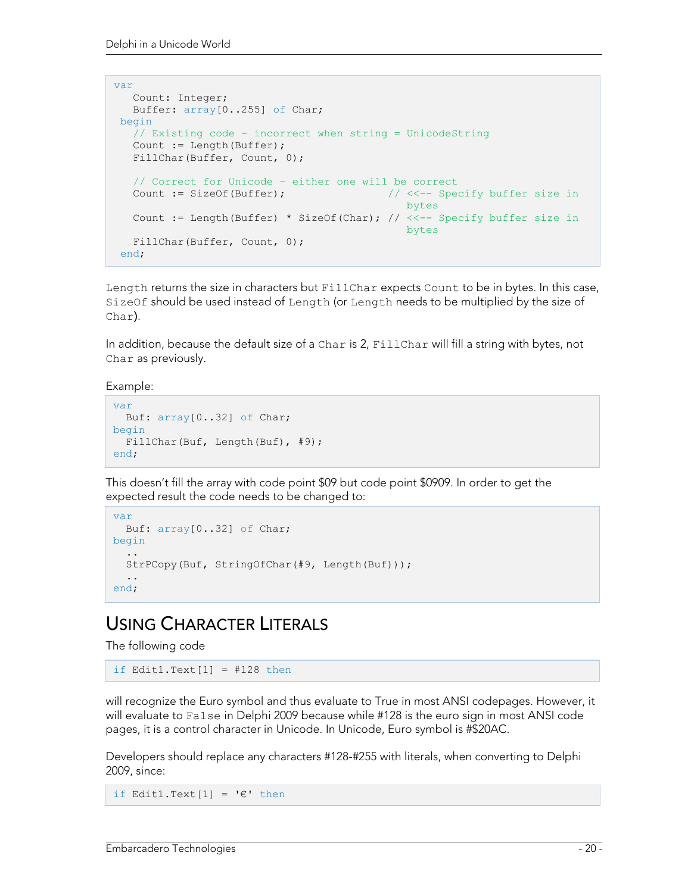```
var
   Count: Integer;
   Buffer: array[0..255] of Char;
 begin
   // Existing code - incorrect when string = UnicodeString
   Count := Length(Buffer);
   FillChar(Buffer, Count, 0);

   // Correct for Unicode - either one will be correct
   Count := SizeOf(Buffer);                // <<-- Specify buffer size in
                                              bytes
   Count := Length(Buffer) * SizeOf(Char); // <<-- Specify buffer size in
                                              bytes
   FillChar(Buffer, Count, 0);
 end;
```

`Length` returns the size in characters but `FillChar` expects `Count` to be in bytes. In this case, `SizeOf` should be used instead of `Length` (or `Length` needs to be multiplied by the size of `Char`).

In addition, because the default size of a `Char` is 2, `FillChar` will fill a string with bytes, not `Char` as previously.

Example:

```
var
  Buf: array[0..32] of Char;
begin
  FillChar(Buf, Length(Buf), #9);
end;
```

This doesn't fill the array with code point $09 but code point $0909. In order to get the expected result the code needs to be changed to:

```
var
  Buf: array[0..32] of Char;
begin
  ..
  StrPCopy(Buf, StringOfChar(#9, Length(Buf)));
  ..
end;
```

# USING CHARACTER LITERALS

The following code

```
if Edit1.Text[1] = #128 then
```

will recognize the Euro symbol and thus evaluate to True in most ANSI codepages. However, it will evaluate to `False` in Delphi 2009 because while #128 is the euro sign in most ANSI code pages, it is a control character in Unicode. In Unicode, Euro symbol is #$20AC.

Developers should replace any characters #128-#255 with literals, when converting to Delphi 2009, since:

```
if Edit1.Text[1] = '€' then
```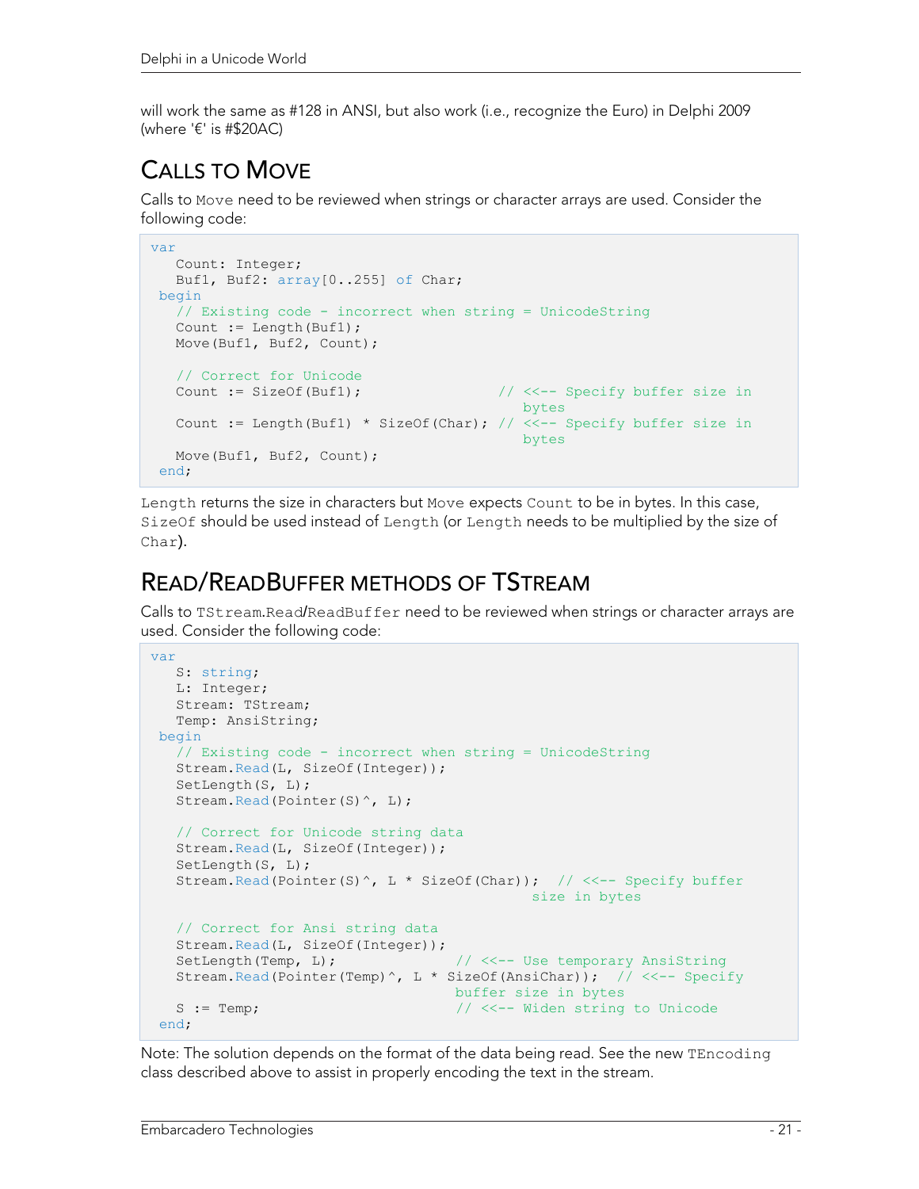will work the same as #128 in ANSI, but also work (i.e., recognize the Euro) in Delphi 2009 (where '€' is #$20AC)

## Calls to Move

Calls to `Move` need to be reviewed when strings or character arrays are used. Consider the following code:

```
var
   Count: Integer;
   Buf1, Buf2: array[0..255] of Char;
 begin
   // Existing code - incorrect when string = UnicodeString
   Count := Length(Buf1);
   Move(Buf1, Buf2, Count);

   // Correct for Unicode
   Count := SizeOf(Buf1);                // <<-- Specify buffer size in
                                            bytes
   Count := Length(Buf1) * SizeOf(Char); // <<-- Specify buffer size in
                                            bytes
   Move(Buf1, Buf2, Count);
 end;
```

`Length` returns the size in characters but `Move` expects `Count` to be in bytes. In this case, `SizeOf` should be used instead of `Length` (or `Length` needs to be multiplied by the size of `Char`).

## Read/ReadBuffer Methods of TStream

Calls to `TStream.Read`/`ReadBuffer` need to be reviewed when strings or character arrays are used. Consider the following code:

```
var
   S: string;
   L: Integer;
   Stream: TStream;
   Temp: AnsiString;
 begin
   // Existing code - incorrect when string = UnicodeString
   Stream.Read(L, SizeOf(Integer));
   SetLength(S, L);
   Stream.Read(Pointer(S)^, L);

   // Correct for Unicode string data
   Stream.Read(L, SizeOf(Integer));
   SetLength(S, L);
   Stream.Read(Pointer(S)^, L * SizeOf(Char));  // <<-- Specify buffer
                                               size in bytes

   // Correct for Ansi string data
   Stream.Read(L, SizeOf(Integer));
   SetLength(Temp, L);              // <<-- Use temporary AnsiString
   Stream.Read(Pointer(Temp)^, L * SizeOf(AnsiChar));  // <<-- Specify
                                 buffer size in bytes
   S := Temp;                       // <<-- Widen string to Unicode
 end;
```

Note: The solution depends on the format of the data being read. See the new `TEncoding` class described above to assist in properly encoding the text in the stream.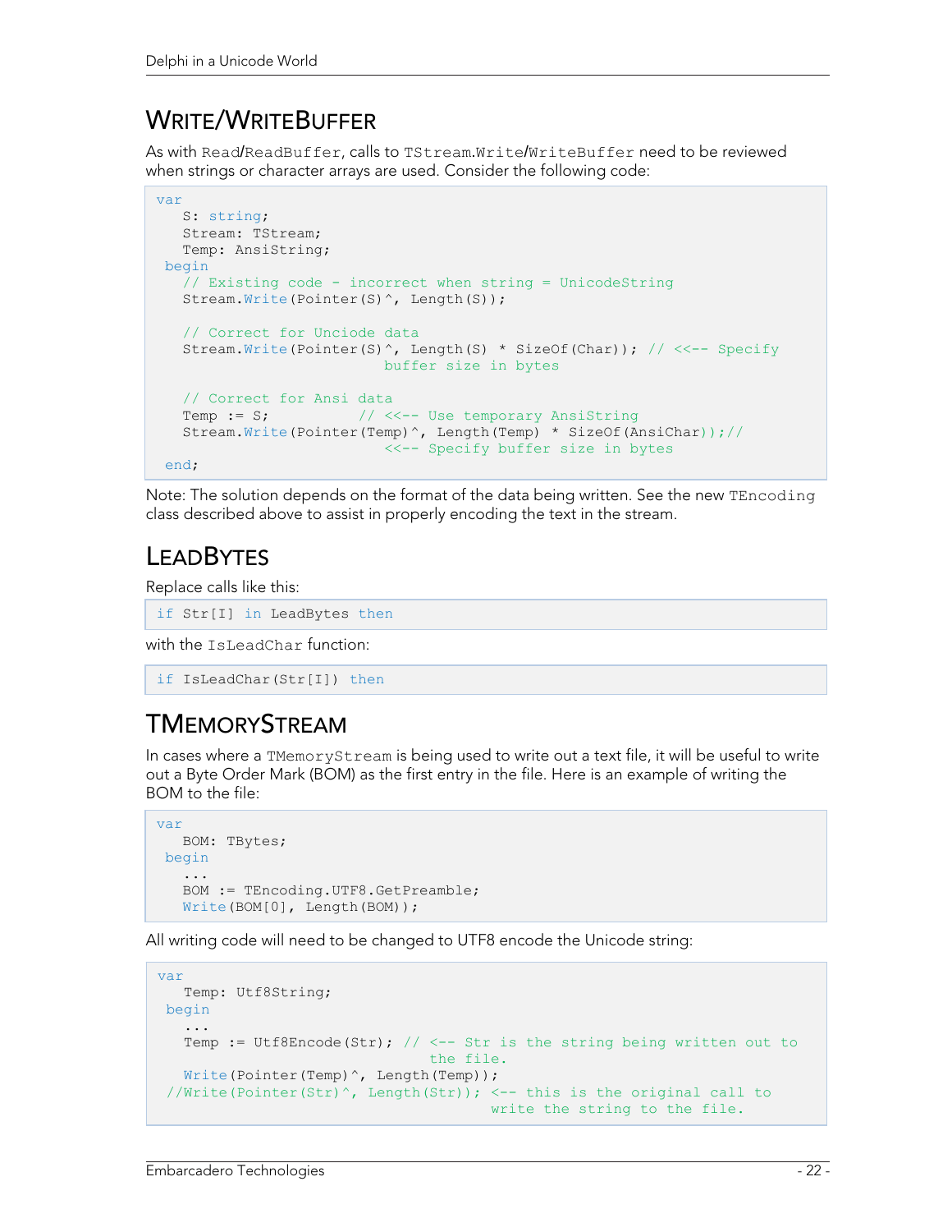## Write/WriteBuffer

As with `Read`/`ReadBuffer`, calls to `TStream.Write`/`WriteBuffer` need to be reviewed when strings or character arrays are used. Consider the following code:

```
var
   S: string;
   Stream: TStream;
   Temp: AnsiString;
 begin
   // Existing code - incorrect when string = UnicodeString
   Stream.Write(Pointer(S)^, Length(S));

   // Correct for Unciode data
   Stream.Write(Pointer(S)^, Length(S) * SizeOf(Char)); // <<-- Specify
                              buffer size in bytes

   // Correct for Ansi data
   Temp := S;           // <<-- Use temporary AnsiString
   Stream.Write(Pointer(Temp)^, Length(Temp) * SizeOf(AnsiChar));//
                              <<-- Specify buffer size in bytes
 end;
```

Note: The solution depends on the format of the data being written. See the new `TEncoding` class described above to assist in properly encoding the text in the stream.

## LeadBytes

Replace calls like this:

```
if Str[I] in LeadBytes then
```

with the `IsLeadChar` function:

```
if IsLeadChar(Str[I]) then
```

## TMemoryStream

In cases where a `TMemoryStream` is being used to write out a text file, it will be useful to write out a Byte Order Mark (BOM) as the first entry in the file. Here is an example of writing the BOM to the file:

```
var
   BOM: TBytes;
 begin
   ...
   BOM := TEncoding.UTF8.GetPreamble;
   Write(BOM[0], Length(BOM));
```

All writing code will need to be changed to UTF8 encode the Unicode string:

```
var
   Temp: Utf8String;
 begin
   ...
   Temp := Utf8Encode(Str); // <-- Str is the string being written out to
                                the file.
   Write(Pointer(Temp)^, Length(Temp));
 //Write(Pointer(Str)^, Length(Str)); <-- this is the original call to
                                       write the string to the file.
```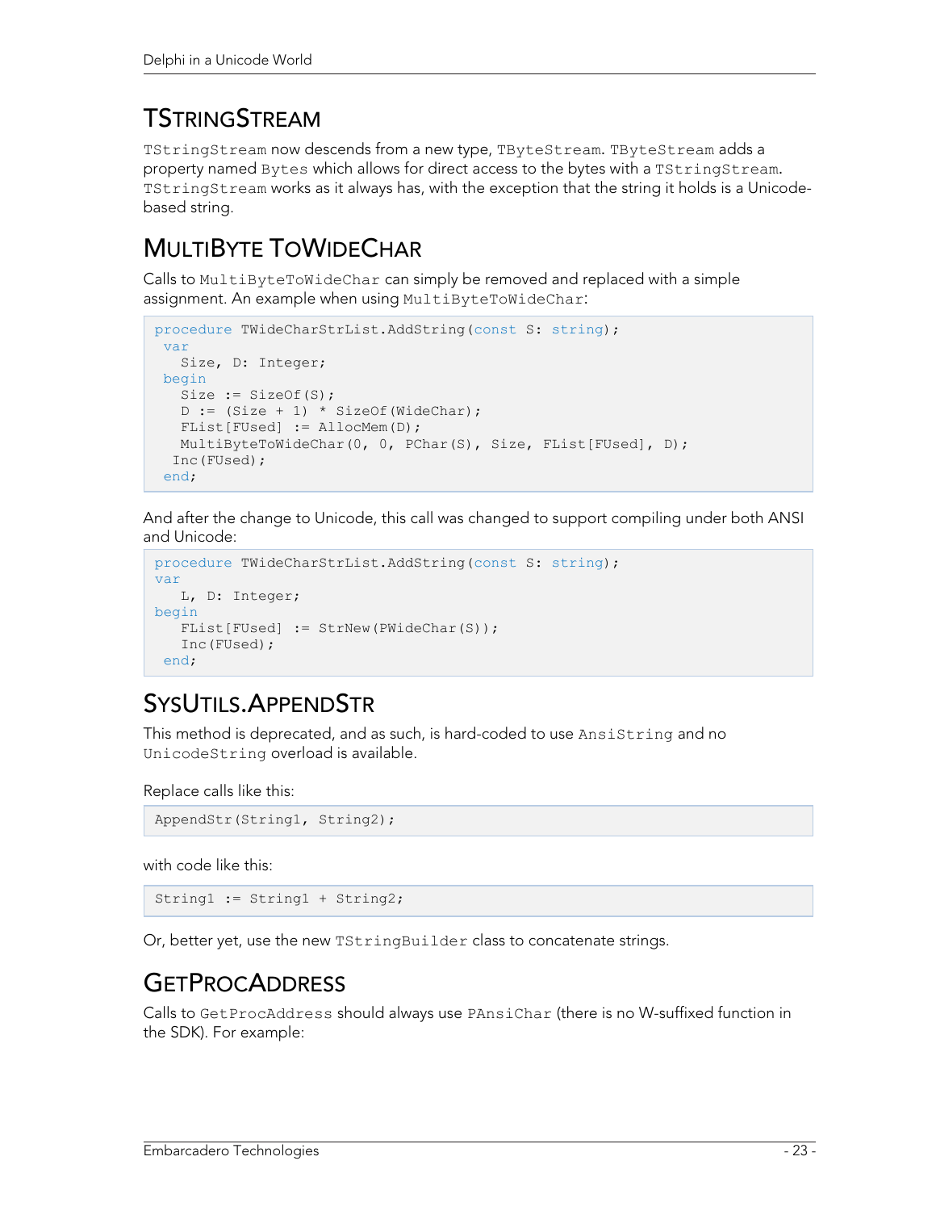## TStringStream

TStringStream now descends from a new type, TByteStream. TByteStream adds a property named Bytes which allows for direct access to the bytes with a TStringStream. TStringStream works as it always has, with the exception that the string it holds is a Unicode-based string.

## MultiByte ToWideChar

Calls to MultiByteToWideChar can simply be removed and replaced with a simple assignment. An example when using MultiByteToWideChar:

```
procedure TWideCharStrList.AddString(const S: string);
 var
   Size, D: Integer;
 begin
   Size := SizeOf(S);
   D := (Size + 1) * SizeOf(WideChar);
   FList[FUsed] := AllocMem(D);
   MultiByteToWideChar(0, 0, PChar(S), Size, FList[FUsed], D);
  Inc(FUsed);
 end;
```

And after the change to Unicode, this call was changed to support compiling under both ANSI and Unicode:

```
procedure TWideCharStrList.AddString(const S: string);
var
   L, D: Integer;
begin
   FList[FUsed] := StrNew(PWideChar(S));
   Inc(FUsed);
 end;
```

## SysUtils.AppendStr

This method is deprecated, and as such, is hard-coded to use AnsiString and no UnicodeString overload is available.

Replace calls like this:

```
AppendStr(String1, String2);
```

with code like this:

```
String1 := String1 + String2;
```

Or, better yet, use the new TStringBuilder class to concatenate strings.

## GetProcAddress

Calls to GetProcAddress should always use PAnsiChar (there is no W-suffixed function in the SDK). For example: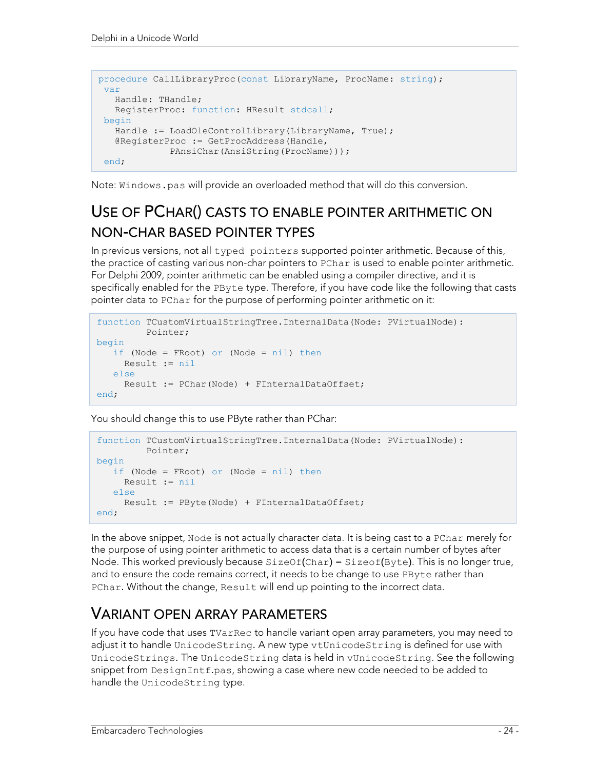```
procedure CallLibraryProc(const LibraryName, ProcName: string);
 var
   Handle: THandle;
   RegisterProc: function: HResult stdcall;
 begin
   Handle := LoadOleControlLibrary(LibraryName, True);
   @RegisterProc := GetProcAddress(Handle,
              PAnsiChar(AnsiString(ProcName)));
 end;
```

Note: `Windows.pas` will provide an overloaded method that will do this conversion.

## Use of PChar() casts to enable pointer arithmetic on non-char based pointer types

In previous versions, not all `typed pointers` supported pointer arithmetic. Because of this, the practice of casting various non-char pointers to `PChar` is used to enable pointer arithmetic. For Delphi 2009, pointer arithmetic can be enabled using a compiler directive, and it is specifically enabled for the `PByte` type. Therefore, if you have code like the following that casts pointer data to `PChar` for the purpose of performing pointer arithmetic on it:

```
function TCustomVirtualStringTree.InternalData(Node: PVirtualNode):
         Pointer;
begin
   if (Node = FRoot) or (Node = nil) then
     Result := nil
   else
     Result := PChar(Node) + FInternalDataOffset;
end;
```

You should change this to use PByte rather than PChar:

```
function TCustomVirtualStringTree.InternalData(Node: PVirtualNode):
         Pointer;
begin
   if (Node = FRoot) or (Node = nil) then
     Result := nil
   else
     Result := PByte(Node) + FInternalDataOffset;
end;
```

In the above snippet, `Node` is not actually character data. It is being cast to a `PChar` merely for the purpose of using pointer arithmetic to access data that is a certain number of bytes after Node. This worked previously because `SizeOf(Char) = Sizeof(Byte)`. This is no longer true, and to ensure the code remains correct, it needs to be change to use `PByte` rather than `PChar`. Without the change, `Result` will end up pointing to the incorrect data.

## Variant open array parameters

If you have code that uses `TVarRec` to handle variant open array parameters, you may need to adjust it to handle `UnicodeString`. A new type `vtUnicodeString` is defined for use with `UnicodeStrings`. The `UnicodeString` data is held in `vUnicodeString`. See the following snippet from `DesignIntf.pas`, showing a case where new code needed to be added to handle the `UnicodeString` type.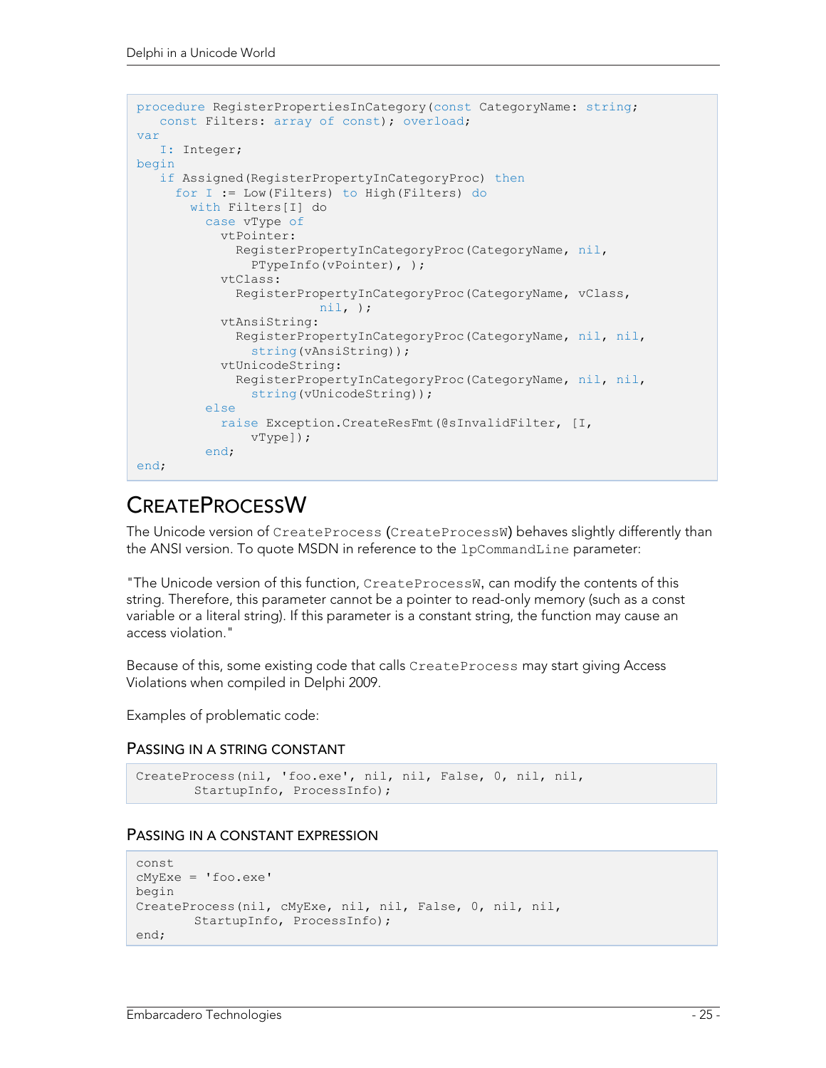```
procedure RegisterPropertiesInCategory(const CategoryName: string;
   const Filters: array of const); overload;
var
   I: Integer;
begin
   if Assigned(RegisterPropertyInCategoryProc) then
     for I := Low(Filters) to High(Filters) do
       with Filters[I] do
         case vType of
           vtPointer:
             RegisterPropertyInCategoryProc(CategoryName, nil,
               PTypeInfo(vPointer), );
           vtClass:
             RegisterPropertyInCategoryProc(CategoryName, vClass,
                          nil, );
           vtAnsiString:
             RegisterPropertyInCategoryProc(CategoryName, nil, nil,
               string(vAnsiString));
           vtUnicodeString:
             RegisterPropertyInCategoryProc(CategoryName, nil, nil,
               string(vUnicodeString));
         else
           raise Exception.CreateResFmt(@sInvalidFilter, [I,
               vType]);
         end;
end;
```

## CreateProcessW

The Unicode version of `CreateProcess` (`CreateProcessW`) behaves slightly differently than the ANSI version. To quote MSDN in reference to the `lpCommandLine` parameter:

"The Unicode version of this function, `CreateProcessW`, can modify the contents of this string. Therefore, this parameter cannot be a pointer to read-only memory (such as a const variable or a literal string). If this parameter is a constant string, the function may cause an access violation."

Because of this, some existing code that calls `CreateProcess` may start giving Access Violations when compiled in Delphi 2009.

Examples of problematic code:

### Passing in a string constant

```
CreateProcess(nil, 'foo.exe', nil, nil, False, 0, nil, nil,
        StartupInfo, ProcessInfo);
```

### Passing in a constant expression

```
const
cMyExe = 'foo.exe'
begin
CreateProcess(nil, cMyExe, nil, nil, False, 0, nil, nil,
        StartupInfo, ProcessInfo);
end;
```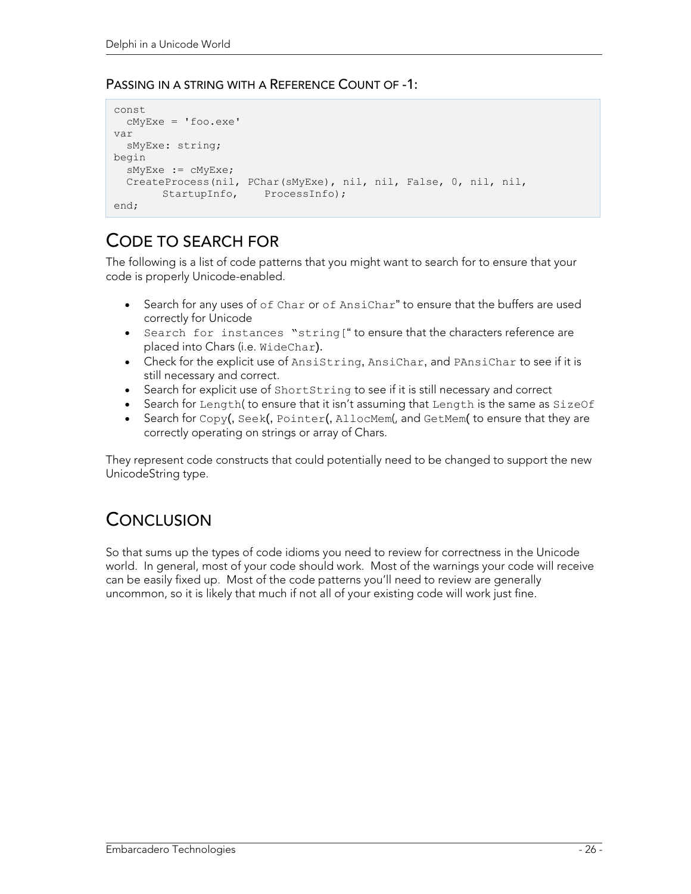#### Passing in a String with a Reference Count of -1:

```
const
  cMyExe = 'foo.exe'
var
  sMyExe: string;
begin
  sMyExe := cMyExe;
  CreateProcess(nil, PChar(sMyExe), nil, nil, False, 0, nil, nil,
        StartupInfo,    ProcessInfo);
end;
```

## Code to Search For

The following is a list of code patterns that you might want to search for to ensure that your code is properly Unicode-enabled.

- Search for any uses of `of Char` or `of AnsiChar`" to ensure that the buffers are used correctly for Unicode
- `Search for instances "string["` to ensure that the characters reference are placed into Chars (i.e. `WideChar`).
- Check for the explicit use of `AnsiString`, `AnsiChar`, and `PAnsiChar` to see if it is still necessary and correct.
- Search for explicit use of `ShortString` to see if it is still necessary and correct
- Search for `Length(` to ensure that it isn't assuming that `Length` is the same as `SizeOf`
- Search for `Copy(`, `Seek(`, `Pointer(`, `AllocMem(`, and `GetMem(` to ensure that they are correctly operating on strings or array of Chars.

They represent code constructs that could potentially need to be changed to support the new UnicodeString type.

## Conclusion

So that sums up the types of code idioms you need to review for correctness in the Unicode world. In general, most of your code should work. Most of the warnings your code will receive can be easily fixed up. Most of the code patterns you'll need to review are generally uncommon, so it is likely that much if not all of your existing code will work just fine.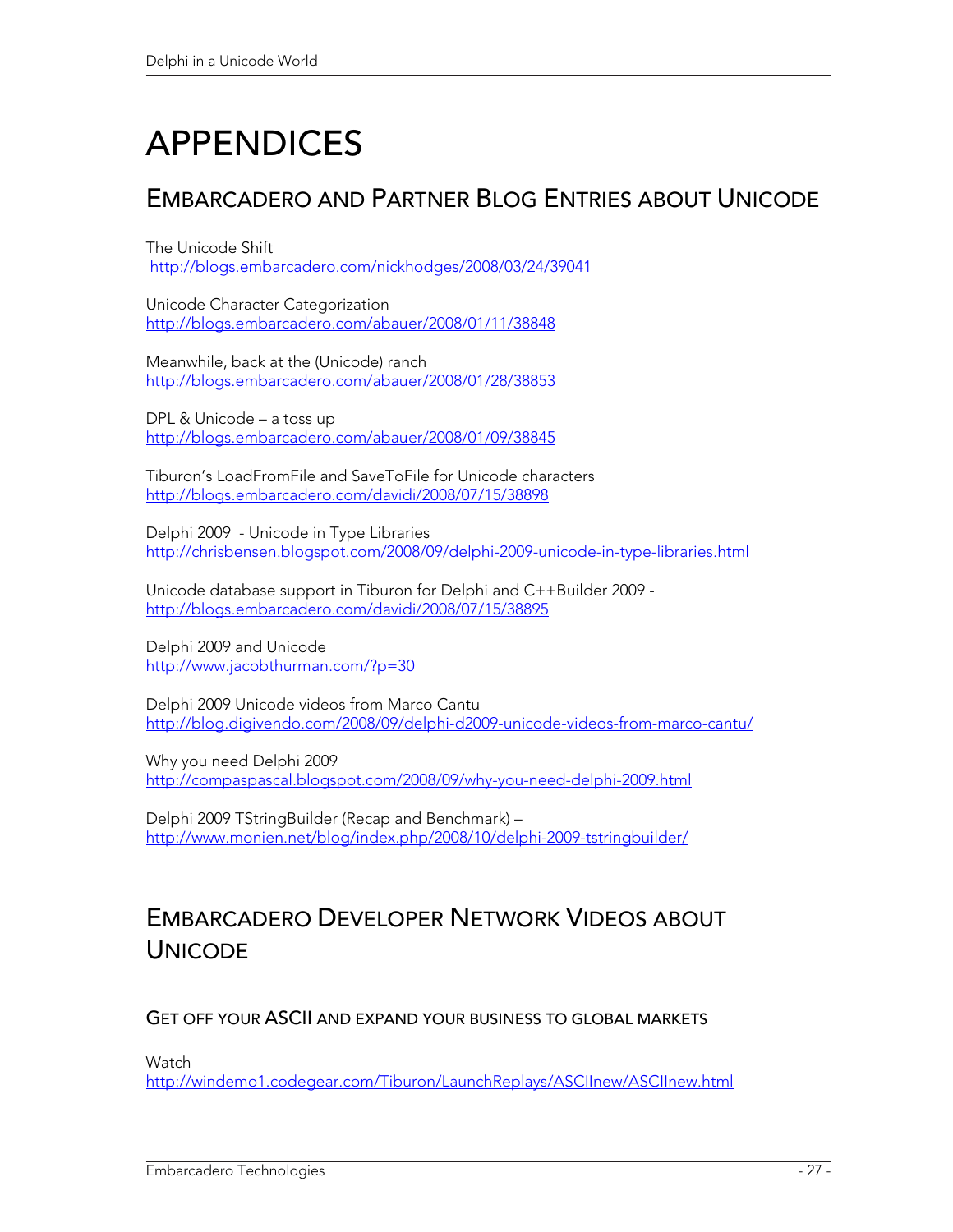# APPENDICES

## EMBARCADERO AND PARTNER BLOG ENTRIES ABOUT UNICODE

The Unicode Shift
http://blogs.embarcadero.com/nickhodges/2008/03/24/39041

Unicode Character Categorization
http://blogs.embarcadero.com/abauer/2008/01/11/38848

Meanwhile, back at the (Unicode) ranch
http://blogs.embarcadero.com/abauer/2008/01/28/38853

DPL & Unicode – a toss up
http://blogs.embarcadero.com/abauer/2008/01/09/38845

Tiburon's LoadFromFile and SaveToFile for Unicode characters
http://blogs.embarcadero.com/davidi/2008/07/15/38898

Delphi 2009 - Unicode in Type Libraries
http://chrisbensen.blogspot.com/2008/09/delphi-2009-unicode-in-type-libraries.html

Unicode database support in Tiburon for Delphi and C++Builder 2009 -
http://blogs.embarcadero.com/davidi/2008/07/15/38895

Delphi 2009 and Unicode
http://www.jacobthurman.com/?p=30

Delphi 2009 Unicode videos from Marco Cantu
http://blog.digivendo.com/2008/09/delphi-d2009-unicode-videos-from-marco-cantu/

Why you need Delphi 2009
http://compaspascal.blogspot.com/2008/09/why-you-need-delphi-2009.html

Delphi 2009 TStringBuilder (Recap and Benchmark) –
http://www.monien.net/blog/index.php/2008/10/delphi-2009-tstringbuilder/

## EMBARCADERO DEVELOPER NETWORK VIDEOS ABOUT UNICODE

### GET OFF YOUR ASCII AND EXPAND YOUR BUSINESS TO GLOBAL MARKETS

Watch
http://windemo1.codegear.com/Tiburon/LaunchReplays/ASCIInew/ASCIInew.html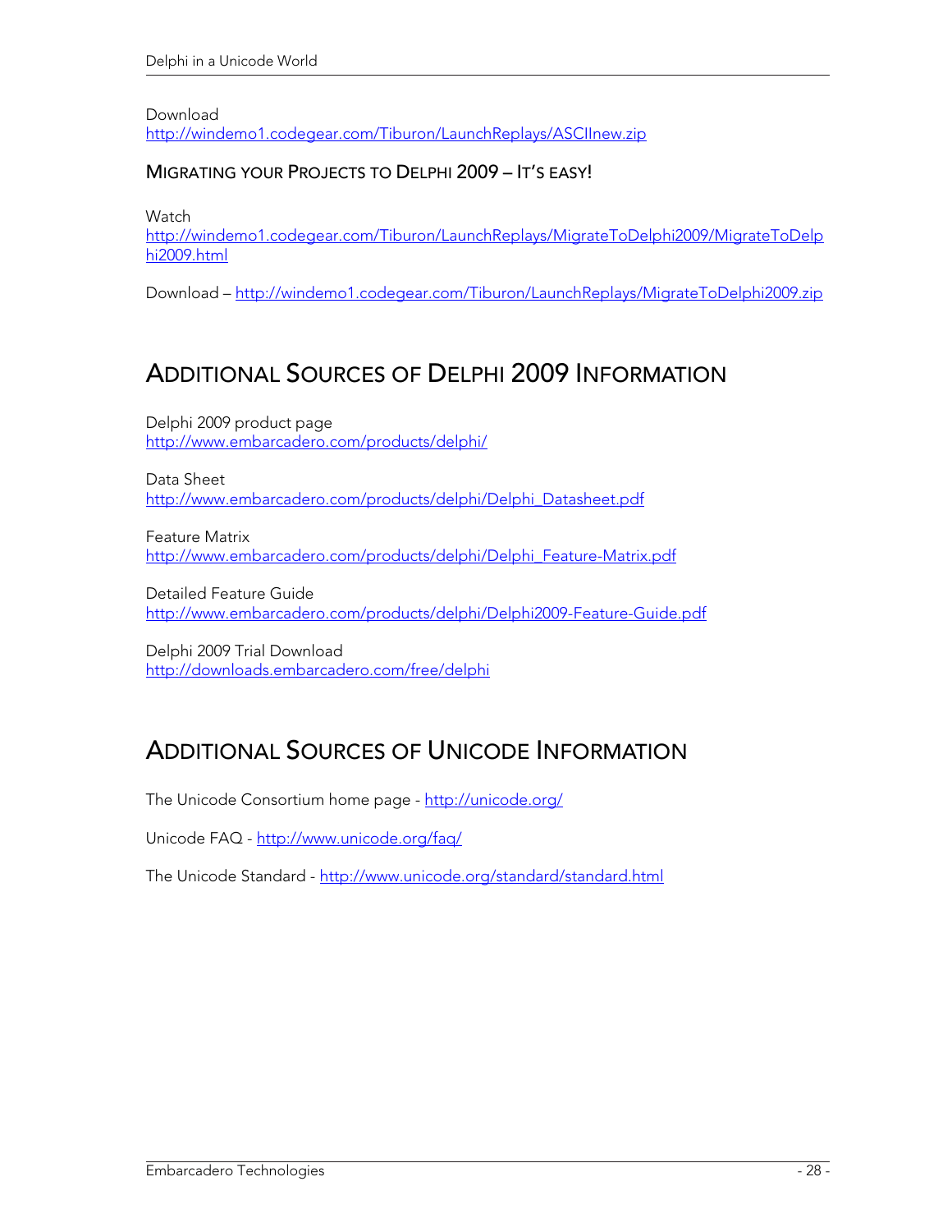Download
http://windemo1.codegear.com/Tiburon/LaunchReplays/ASCIInew.zip

### Migrating your Projects to Delphi 2009 – It's easy!

Watch
http://windemo1.codegear.com/Tiburon/LaunchReplays/MigrateToDelphi2009/MigrateToDelphi2009.html

Download – http://windemo1.codegear.com/Tiburon/LaunchReplays/MigrateToDelphi2009.zip

## Additional Sources of Delphi 2009 Information

Delphi 2009 product page
http://www.embarcadero.com/products/delphi/

Data Sheet
http://www.embarcadero.com/products/delphi/Delphi_Datasheet.pdf

Feature Matrix
http://www.embarcadero.com/products/delphi/Delphi_Feature-Matrix.pdf

Detailed Feature Guide
http://www.embarcadero.com/products/delphi/Delphi2009-Feature-Guide.pdf

Delphi 2009 Trial Download
http://downloads.embarcadero.com/free/delphi

## Additional Sources of Unicode Information

The Unicode Consortium home page - http://unicode.org/

Unicode FAQ - http://www.unicode.org/faq/

The Unicode Standard - http://www.unicode.org/standard/standard.html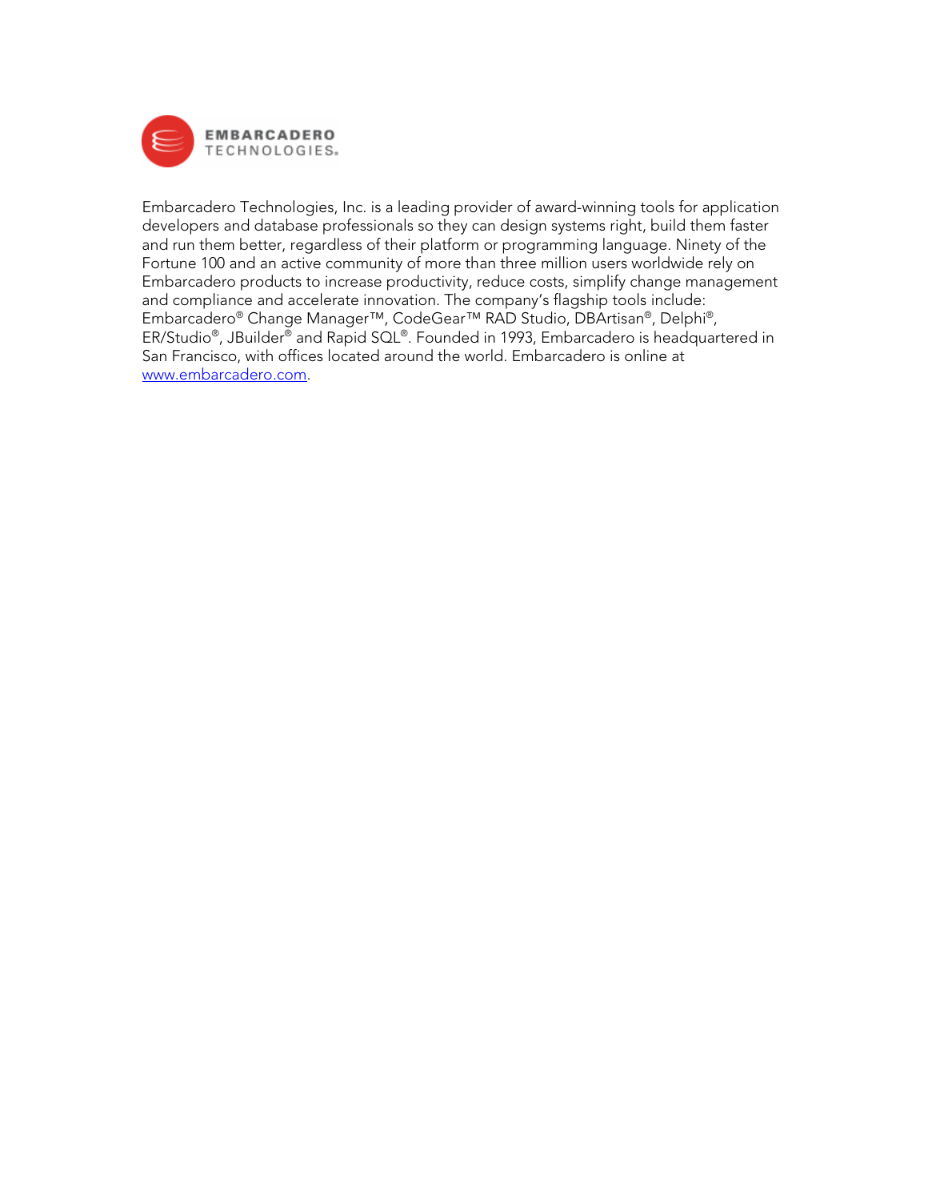EMBARCADERO TECHNOLOGIES.

Embarcadero Technologies, Inc. is a leading provider of award-winning tools for application developers and database professionals so they can design systems right, build them faster and run them better, regardless of their platform or programming language. Ninety of the Fortune 100 and an active community of more than three million users worldwide rely on Embarcadero products to increase productivity, reduce costs, simplify change management and compliance and accelerate innovation. The company's flagship tools include: Embarcadero® Change Manager™, CodeGear™ RAD Studio, DBArtisan®, Delphi®, ER/Studio®, JBuilder® and Rapid SQL®. Founded in 1993, Embarcadero is headquartered in San Francisco, with offices located around the world. Embarcadero is online at www.embarcadero.com.